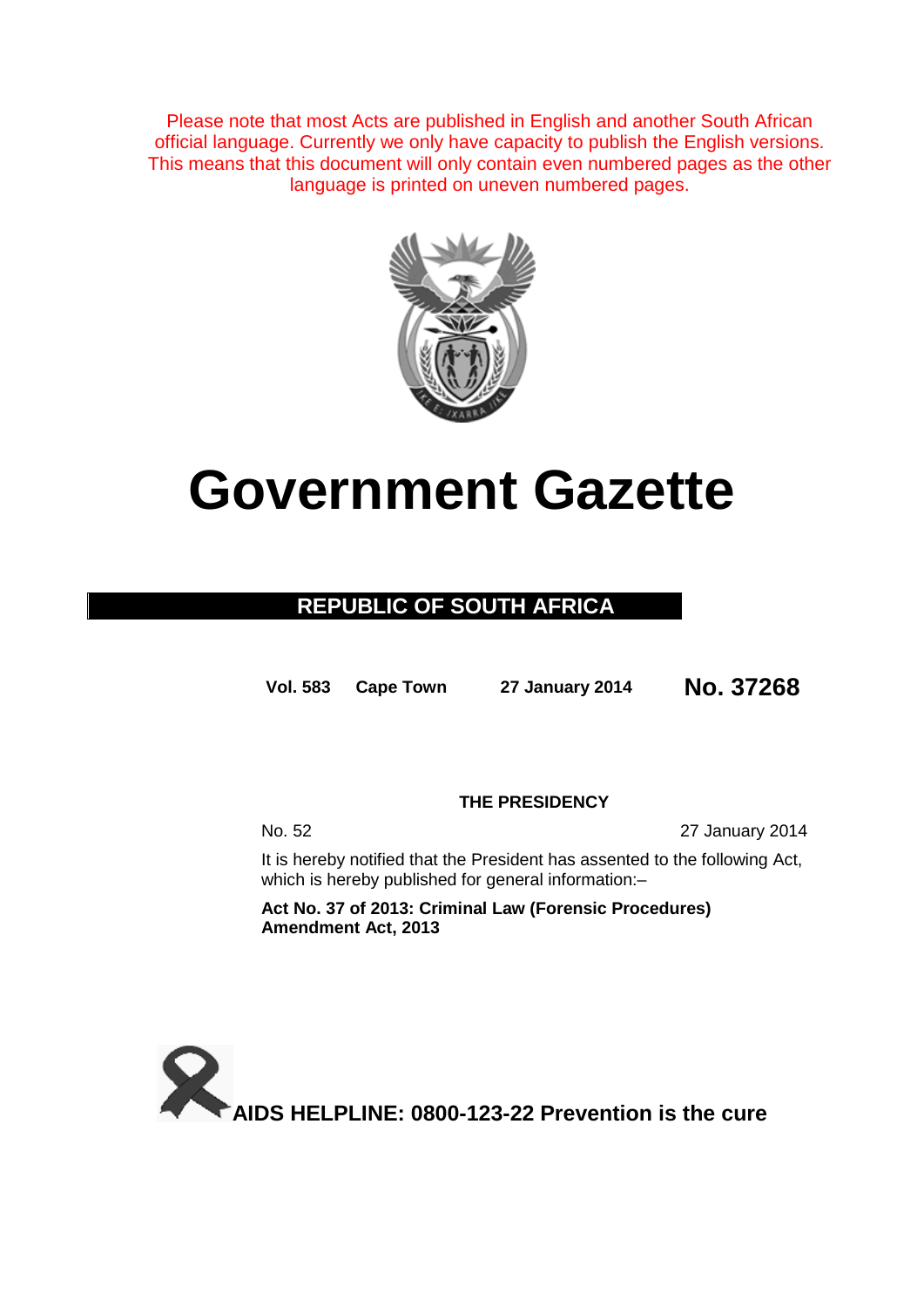Please note that most Acts are published in English and another South African official language. Currently we only have capacity to publish the English versions. This means that this document will only contain even numbered pages as the other language is printed on uneven numbered pages.

# Government Gazette

## REPUBLIC OF SOUTH AFRICA

**Vol. 583** **Cape Town** **27 January 2014** **No. 37268**

**THE PRESIDENCY**

No. 52 27 January 2014

It is hereby notified that the President has assented to the following Act, which is hereby published for general information:–

**Act No. 37 of 2013: Criminal Law (Forensic Procedures) Amendment Act, 2013**

**AIDS HELPLINE: 0800-123-22 Prevention is the cure**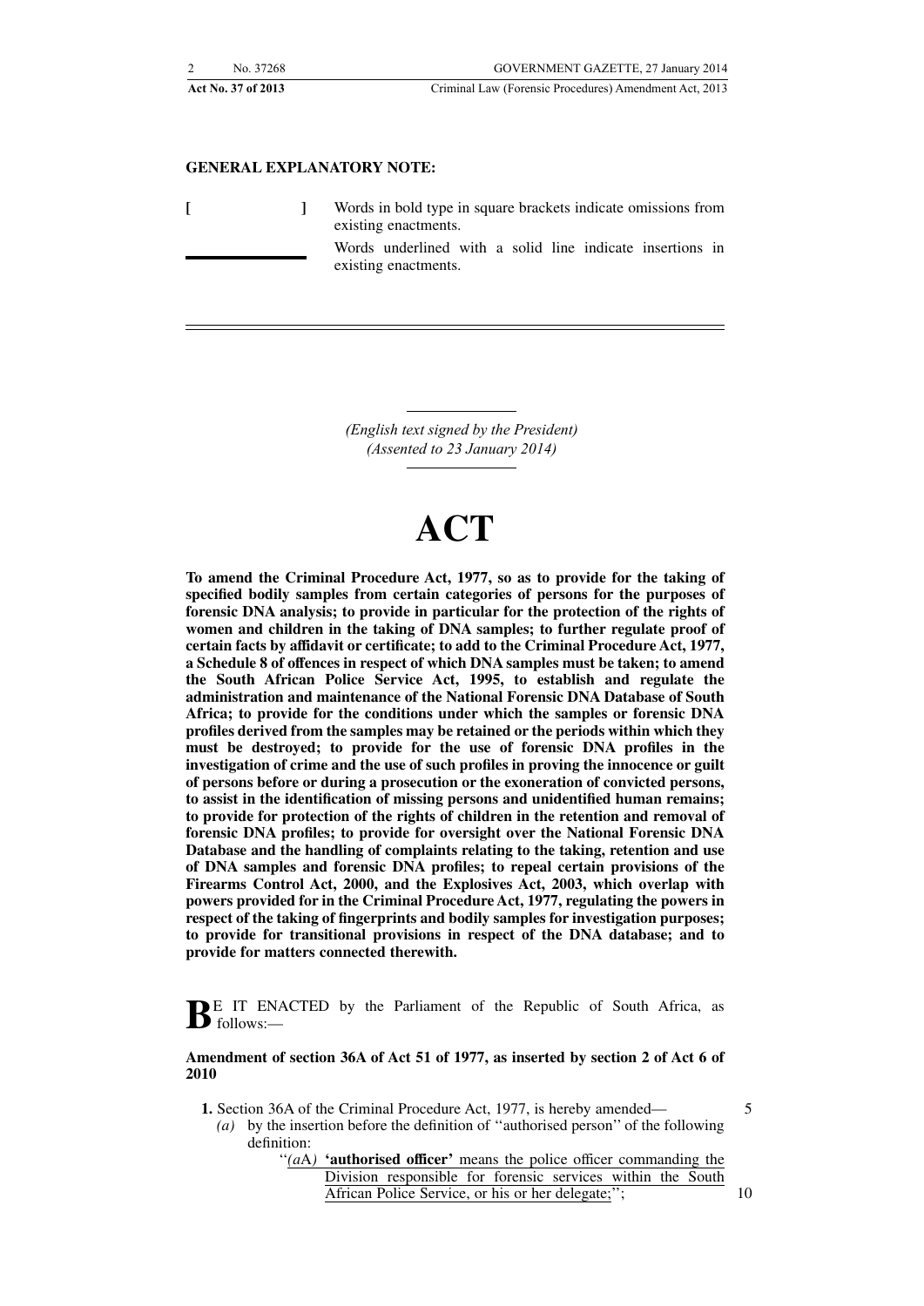**GENERAL EXPLANATORY NOTE:**

[ ] Words in bold type in square brackets indicate omissions from existing enactments.

\_\_\_\_\_\_\_\_ Words underlined with a solid line indicate insertions in existing enactments.

*(English text signed by the President)*
*(Assented to 23 January 2014)*

# ACT

**To amend the Criminal Procedure Act, 1977, so as to provide for the taking of specified bodily samples from certain categories of persons for the purposes of forensic DNA analysis; to provide in particular for the protection of the rights of women and children in the taking of DNA samples; to further regulate proof of certain facts by affidavit or certificate; to add to the Criminal Procedure Act, 1977, a Schedule 8 of offences in respect of which DNA samples must be taken; to amend the South African Police Service Act, 1995, to establish and regulate the administration and maintenance of the National Forensic DNA Database of South Africa; to provide for the conditions under which the samples or forensic DNA profiles derived from the samples may be retained or the periods within which they must be destroyed; to provide for the use of forensic DNA profiles in the investigation of crime and the use of such profiles in proving the innocence or guilt of persons before or during a prosecution or the exoneration of convicted persons, to assist in the identification of missing persons and unidentified human remains; to provide for protection of the rights of children in the retention and removal of forensic DNA profiles; to provide for oversight over the National Forensic DNA Database and the handling of complaints relating to the taking, retention and use of DNA samples and forensic DNA profiles; to repeal certain provisions of the Firearms Control Act, 2000, and the Explosives Act, 2003, which overlap with powers provided for in the Criminal Procedure Act, 1977, regulating the powers in respect of the taking of fingerprints and bodily samples for investigation purposes; to provide for transitional provisions in respect of the DNA database; and to provide for matters connected therewith.**

BE IT ENACTED by the Parliament of the Republic of South Africa, as follows:—

**Amendment of section 36A of Act 51 of 1977, as inserted by section 2 of Act 6 of 2010**

**1.** Section 36A of the Criminal Procedure Act, 1977, is hereby amended—

*(a)* by the insertion before the definition of ''authorised person'' of the following definition:

''*(a*A*)* **'authorised officer'** <u>means the police officer commanding the Division responsible for forensic services within the South African Police Service, or his or her delegate;</u>'';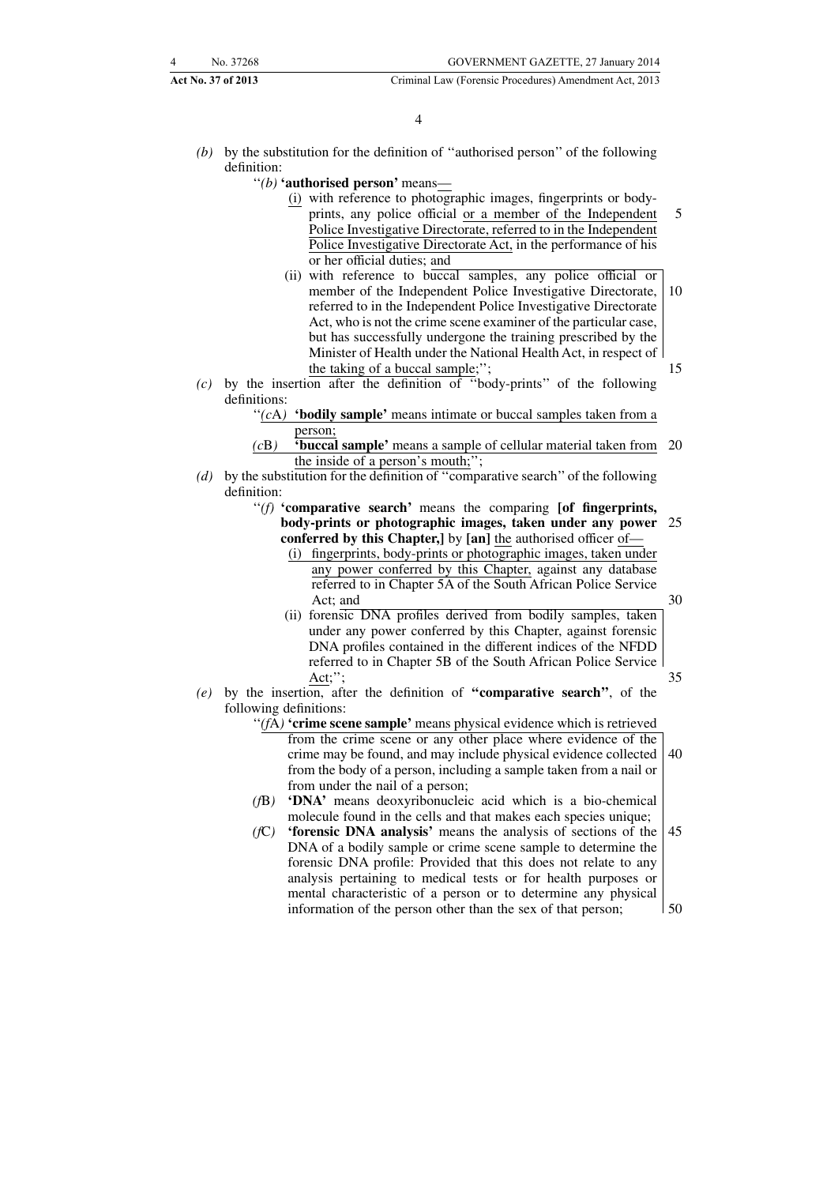*(b)* by the substitution for the definition of ''authorised person'' of the following definition:

''*(b)* **'authorised person'** means—

(i) with reference to photographic images, fingerprints or body-prints, any police official or a member of the Independent Police Investigative Directorate, referred to in the Independent Police Investigative Directorate Act, in the performance of his or her official duties; and

(ii) with reference to buccal samples, any police official or member of the Independent Police Investigative Directorate, referred to in the Independent Police Investigative Directorate Act, who is not the crime scene examiner of the particular case, but has successfully undergone the training prescribed by the Minister of Health under the National Health Act, in respect of the taking of a buccal sample;'';

*(c)* by the insertion after the definition of ''body-prints'' of the following definitions:

''*(c*A*)* **'bodily sample'** means intimate or buccal samples taken from a person;

*(c*B*)* **'buccal sample'** means a sample of cellular material taken from the inside of a person's mouth;'';

*(d)* by the substitution for the definition of ''comparative search'' of the following definition:

''*(f)* **'comparative search'** means the comparing **[of fingerprints, body-prints or photographic images, taken under any power conferred by this Chapter,]** by **[an]** the authorised officer of—

(i) fingerprints, body-prints or photographic images, taken under any power conferred by this Chapter, against any database referred to in Chapter 5A of the South African Police Service Act; and

(ii) forensic DNA profiles derived from bodily samples, taken under any power conferred by this Chapter, against forensic DNA profiles contained in the different indices of the NFDD referred to in Chapter 5B of the South African Police Service Act;'';

*(e)* by the insertion, after the definition of **''comparative search''**, of the following definitions:

''*(f*A*)* **'crime scene sample'** means physical evidence which is retrieved from the crime scene or any other place where evidence of the crime may be found, and may include physical evidence collected from the body of a person, including a sample taken from a nail or from under the nail of a person;

*(f*B*)* **'DNA'** means deoxyribonucleic acid which is a bio-chemical molecule found in the cells and that makes each species unique;

*(f*C*)* **'forensic DNA analysis'** means the analysis of sections of the DNA of a bodily sample or crime scene sample to determine the forensic DNA profile: Provided that this does not relate to any analysis pertaining to medical tests or for health purposes or mental characteristic of a person or to determine any physical information of the person other than the sex of that person;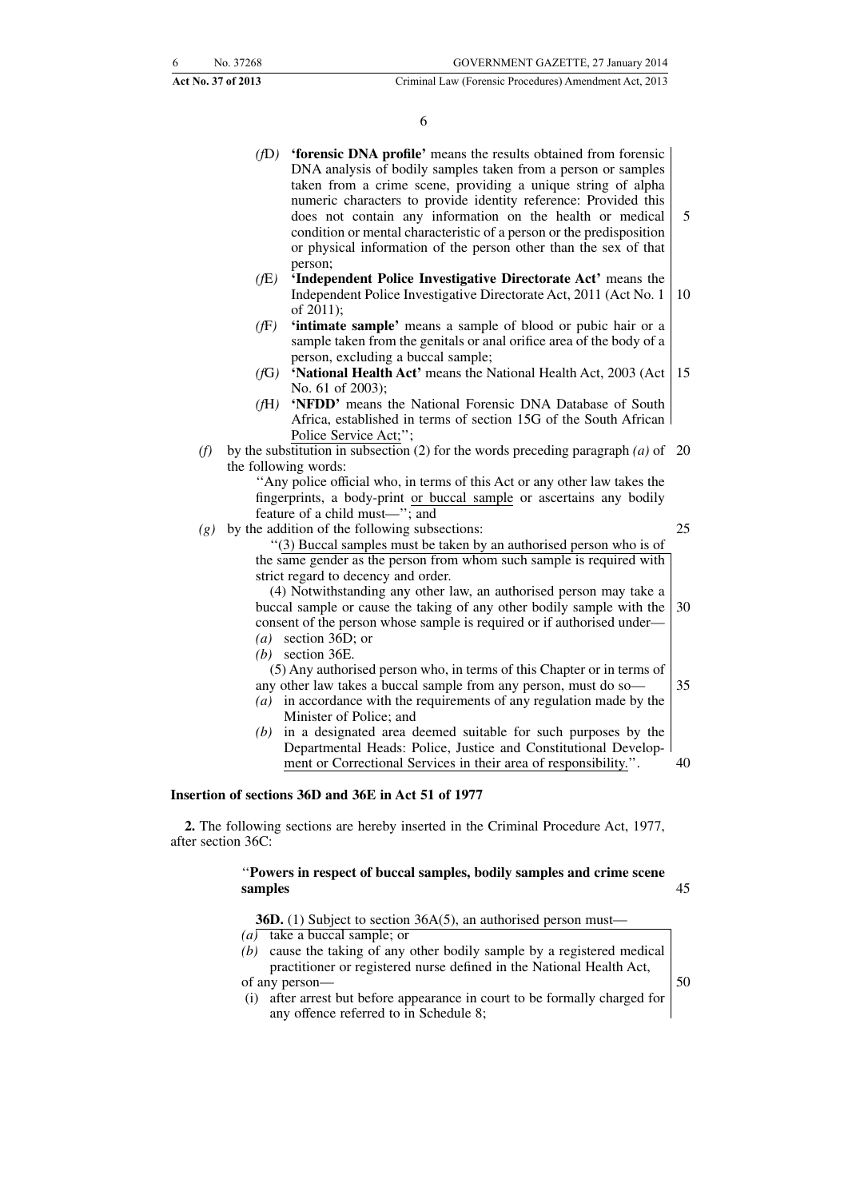(*f*D) **'forensic DNA profile'** means the results obtained from forensic DNA analysis of bodily samples taken from a person or samples taken from a crime scene, providing a unique string of alpha numeric characters to provide identity reference: Provided this does not contain any information on the health or medical condition or mental characteristic of a person or the predisposition or physical information of the person other than the sex of that person;

(*f*E) **'Independent Police Investigative Directorate Act'** means the Independent Police Investigative Directorate Act, 2011 (Act No. 1 of 2011);

(*f*F) **'intimate sample'** means a sample of blood or pubic hair or a sample taken from the genitals or anal orifice area of the body of a person, excluding a buccal sample;

(*f*G) **'National Health Act'** means the National Health Act, 2003 (Act No. 61 of 2003);

(*f*H) **'NFDD'** means the National Forensic DNA Database of South Africa, established in terms of section 15G of the South African Police Service Act;'';

*(f)* by the substitution in subsection (2) for the words preceding paragraph *(a)* of the following words:

''Any police official who, in terms of this Act or any other law takes the fingerprints, a body-print or buccal sample or ascertains any bodily feature of a child must—''; and

*(g)* by the addition of the following subsections:

''(3) Buccal samples must be taken by an authorised person who is of the same gender as the person from whom such sample is required with strict regard to decency and order.

(4) Notwithstanding any other law, an authorised person may take a buccal sample or cause the taking of any other bodily sample with the consent of the person whose sample is required or if authorised under—

*(a)* section 36D; or
*(b)* section 36E.

(5) Any authorised person who, in terms of this Chapter or in terms of any other law takes a buccal sample from any person, must do so—

*(a)* in accordance with the requirements of any regulation made by the Minister of Police; and
*(b)* in a designated area deemed suitable for such purposes by the Departmental Heads: Police, Justice and Constitutional Development or Correctional Services in their area of responsibility.''.

**Insertion of sections 36D and 36E in Act 51 of 1977**

**2.** The following sections are hereby inserted in the Criminal Procedure Act, 1977, after section 36C:

''**Powers in respect of buccal samples, bodily samples and crime scene samples**

**36D.** (1) Subject to section 36A(5), an authorised person must—

*(a)* take a buccal sample; or
*(b)* cause the taking of any other bodily sample by a registered medical practitioner or registered nurse defined in the National Health Act,

of any person—

(i) after arrest but before appearance in court to be formally charged for any offence referred to in Schedule 8;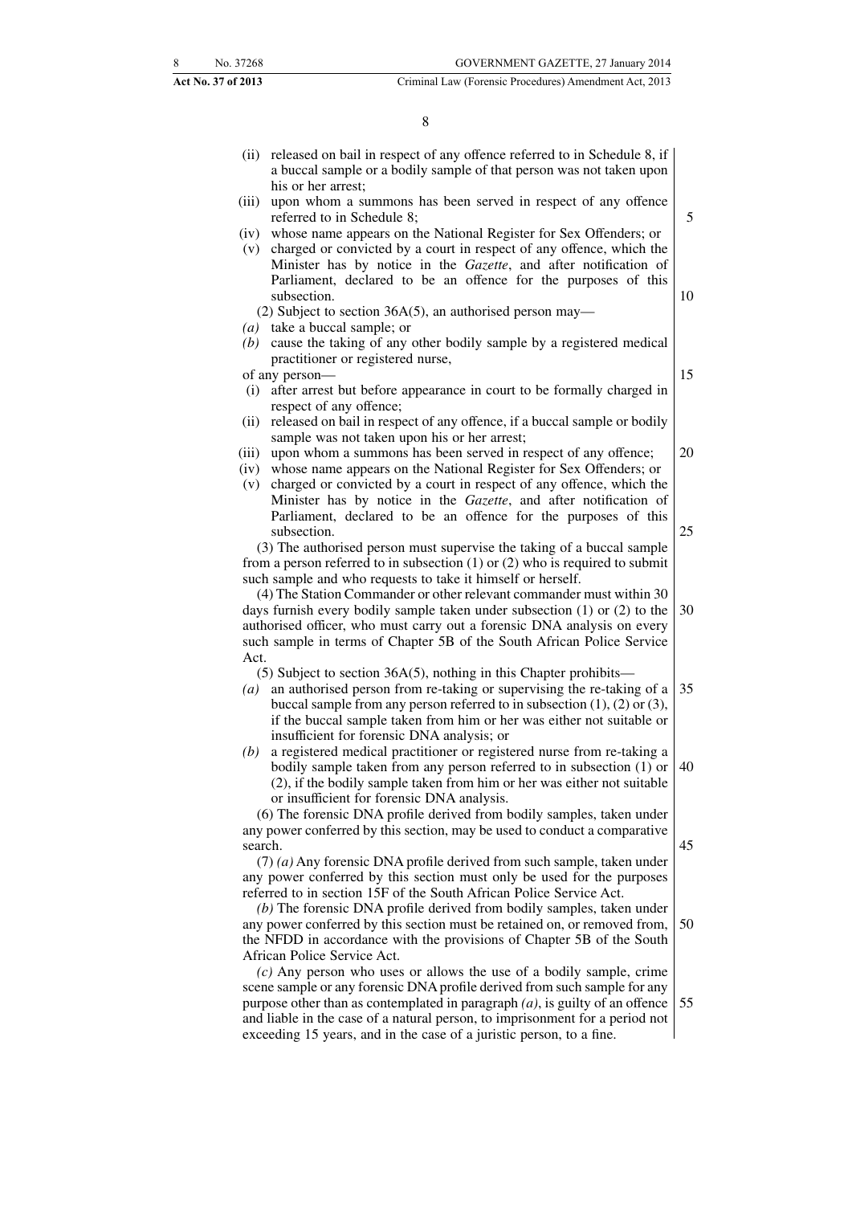(ii) released on bail in respect of any offence referred to in Schedule 8, if a buccal sample or a bodily sample of that person was not taken upon his or her arrest;

(iii) upon whom a summons has been served in respect of any offence referred to in Schedule 8;

(iv) whose name appears on the National Register for Sex Offenders; or

(v) charged or convicted by a court in respect of any offence, which the Minister has by notice in the *Gazette*, and after notification of Parliament, declared to be an offence for the purposes of this subsection.

(2) Subject to section 36A(5), an authorised person may—

*(a)* take a buccal sample; or

*(b)* cause the taking of any other bodily sample by a registered medical practitioner or registered nurse,

of any person—

(i) after arrest but before appearance in court to be formally charged in respect of any offence;

(ii) released on bail in respect of any offence, if a buccal sample or bodily sample was not taken upon his or her arrest;

(iii) upon whom a summons has been served in respect of any offence;

(iv) whose name appears on the National Register for Sex Offenders; or

(v) charged or convicted by a court in respect of any offence, which the Minister has by notice in the *Gazette*, and after notification of Parliament, declared to be an offence for the purposes of this subsection.

(3) The authorised person must supervise the taking of a buccal sample from a person referred to in subsection (1) or (2) who is required to submit such sample and who requests to take it himself or herself.

(4) The Station Commander or other relevant commander must within 30 days furnish every bodily sample taken under subsection (1) or (2) to the authorised officer, who must carry out a forensic DNA analysis on every such sample in terms of Chapter 5B of the South African Police Service Act.

(5) Subject to section 36A(5), nothing in this Chapter prohibits—

*(a)* an authorised person from re-taking or supervising the re-taking of a buccal sample from any person referred to in subsection (1), (2) or (3), if the buccal sample taken from him or her was either not suitable or insufficient for forensic DNA analysis; or

*(b)* a registered medical practitioner or registered nurse from re-taking a bodily sample taken from any person referred to in subsection (1) or (2), if the bodily sample taken from him or her was either not suitable or insufficient for forensic DNA analysis.

(6) The forensic DNA profile derived from bodily samples, taken under any power conferred by this section, may be used to conduct a comparative search.

(7) *(a)* Any forensic DNA profile derived from such sample, taken under any power conferred by this section must only be used for the purposes referred to in section 15F of the South African Police Service Act.

*(b)* The forensic DNA profile derived from bodily samples, taken under any power conferred by this section must be retained on, or removed from, the NFDD in accordance with the provisions of Chapter 5B of the South African Police Service Act.

*(c)* Any person who uses or allows the use of a bodily sample, crime scene sample or any forensic DNA profile derived from such sample for any purpose other than as contemplated in paragraph *(a)*, is guilty of an offence and liable in the case of a natural person, to imprisonment for a period not exceeding 15 years, and in the case of a juristic person, to a fine.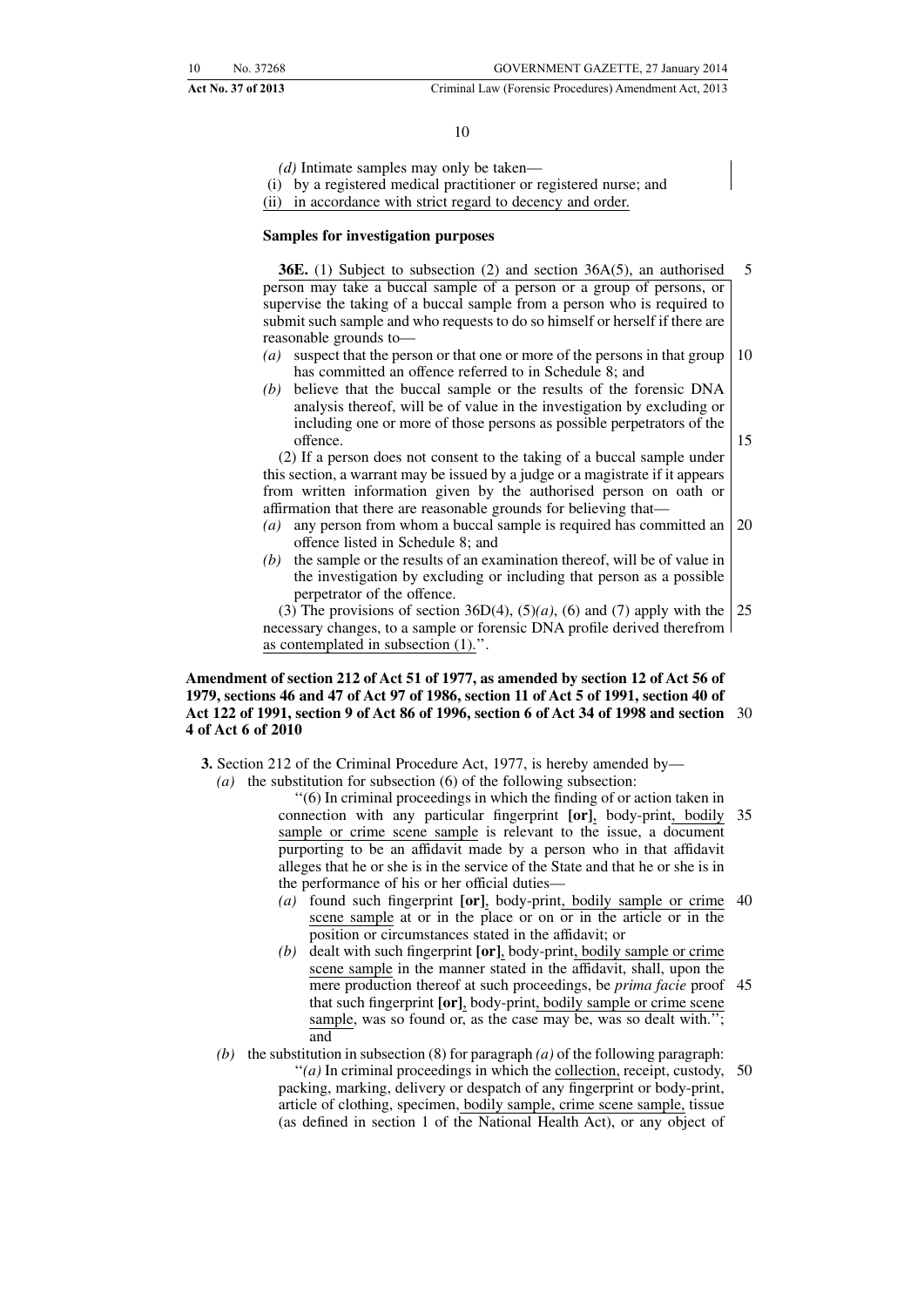*(d)* Intimate samples may only be taken—

(i) by a registered medical practitioner or registered nurse; and

(ii) in accordance with strict regard to decency and order.

**Samples for investigation purposes**

**36E.** (1) Subject to subsection (2) and section 36A(5), an authorised person may take a buccal sample of a person or a group of persons, or supervise the taking of a buccal sample from a person who is required to submit such sample and who requests to do so himself or herself if there are reasonable grounds to—

*(a)* suspect that the person or that one or more of the persons in that group has committed an offence referred to in Schedule 8; and

*(b)* believe that the buccal sample or the results of the forensic DNA analysis thereof, will be of value in the investigation by excluding or including one or more of those persons as possible perpetrators of the offence.

(2) If a person does not consent to the taking of a buccal sample under this section, a warrant may be issued by a judge or a magistrate if it appears from written information given by the authorised person on oath or affirmation that there are reasonable grounds for believing that—

*(a)* any person from whom a buccal sample is required has committed an offence listed in Schedule 8; and

*(b)* the sample or the results of an examination thereof, will be of value in the investigation by excluding or including that person as a possible perpetrator of the offence.

(3) The provisions of section 36D(4), (5)*(a)*, (6) and (7) apply with the necessary changes, to a sample or forensic DNA profile derived therefrom as contemplated in subsection (1).''.

**Amendment of section 212 of Act 51 of 1977, as amended by section 12 of Act 56 of 1979, sections 46 and 47 of Act 97 of 1986, section 11 of Act 5 of 1991, section 40 of Act 122 of 1991, section 9 of Act 86 of 1996, section 6 of Act 34 of 1998 and section 4 of Act 6 of 2010**

**3.** Section 212 of the Criminal Procedure Act, 1977, is hereby amended by—

*(a)* the substitution for subsection (6) of the following subsection:

''(6) In criminal proceedings in which the finding of or action taken in connection with any particular fingerprint **[or]**, body-print, bodily sample or crime scene sample is relevant to the issue, a document purporting to be an affidavit made by a person who in that affidavit alleges that he or she is in the service of the State and that he or she is in the performance of his or her official duties—

*(a)* found such fingerprint **[or]**, body-print, bodily sample or crime scene sample at or in the place or on or in the article or in the position or circumstances stated in the affidavit; or

*(b)* dealt with such fingerprint **[or]**, body-print, bodily sample or crime scene sample in the manner stated in the affidavit, shall, upon the mere production thereof at such proceedings, be *prima facie* proof that such fingerprint **[or]**, body-print, bodily sample or crime scene sample, was so found or, as the case may be, was so dealt with.''; and

*(b)* the substitution in subsection (8) for paragraph *(a)* of the following paragraph:

''*(a)* In criminal proceedings in which the collection, receipt, custody, packing, marking, delivery or despatch of any fingerprint or body-print, article of clothing, specimen, bodily sample, crime scene sample, tissue (as defined in section 1 of the National Health Act), or any object of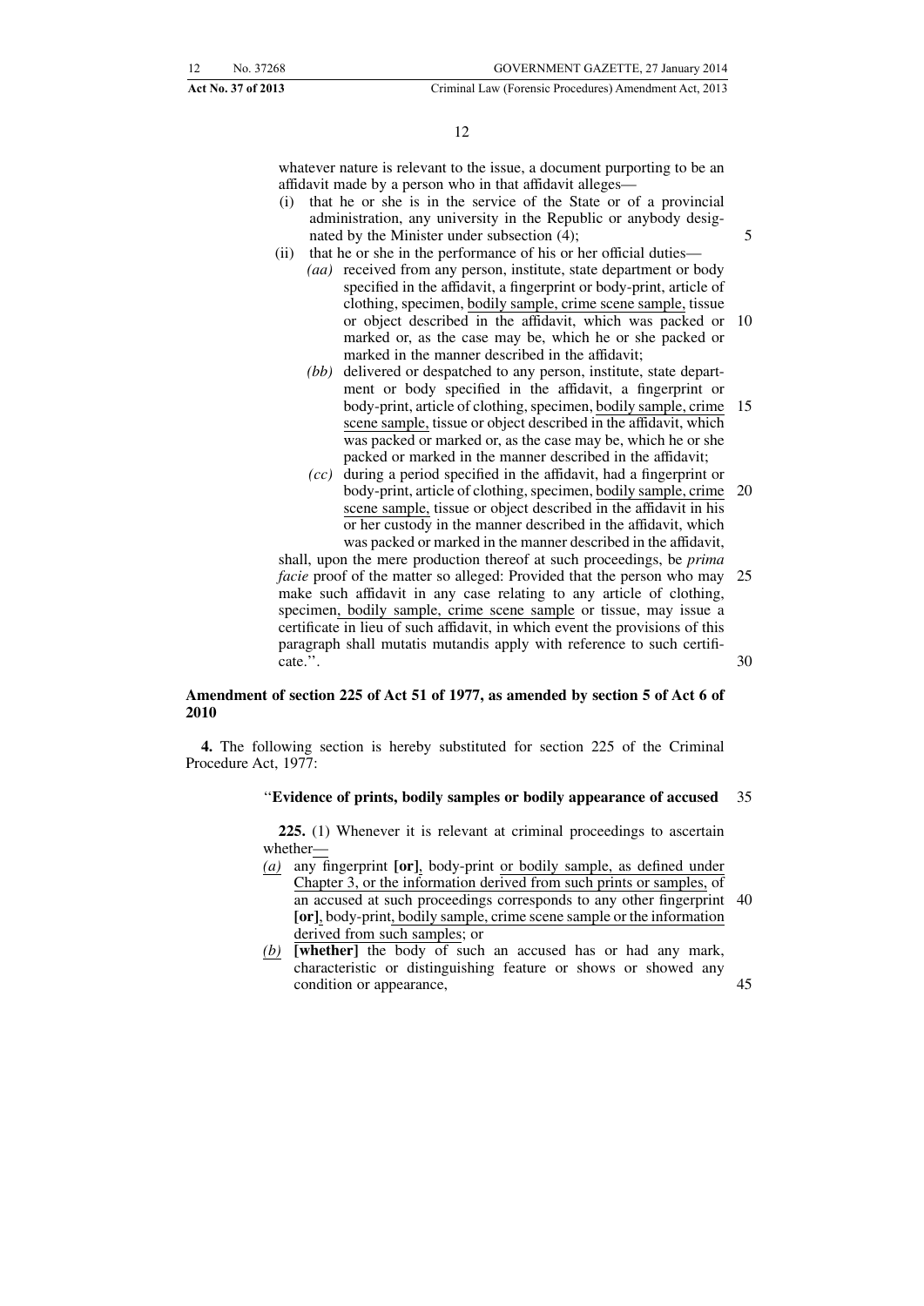whatever nature is relevant to the issue, a document purporting to be an affidavit made by a person who in that affidavit alleges—

(i) that he or she is in the service of the State or of a provincial administration, any university in the Republic or anybody designated by the Minister under subsection (4);

(ii) that he or she in the performance of his or her official duties—

*(aa)* received from any person, institute, state department or body specified in the affidavit, a fingerprint or body-print, article of clothing, specimen, <u>bodily sample, crime scene sample,</u> tissue or object described in the affidavit, which was packed or marked or, as the case may be, which he or she packed or marked in the manner described in the affidavit;

*(bb)* delivered or despatched to any person, institute, state department or body specified in the affidavit, a fingerprint or body-print, article of clothing, specimen, <u>bodily sample, crime scene sample,</u> tissue or object described in the affidavit, which was packed or marked or, as the case may be, which he or she packed or marked in the manner described in the affidavit;

*(cc)* during a period specified in the affidavit, had a fingerprint or body-print, article of clothing, specimen, <u>bodily sample, crime scene sample,</u> tissue or object described in the affidavit in his or her custody in the manner described in the affidavit, which was packed or marked in the manner described in the affidavit,

shall, upon the mere production thereof at such proceedings, be *prima facie* proof of the matter so alleged: Provided that the person who may make such affidavit in any case relating to any article of clothing, specimen<u>, bodily sample, crime scene sample</u> or tissue, may issue a certificate in lieu of such affidavit, in which event the provisions of this paragraph shall mutatis mutandis apply with reference to such certificate.''.

**Amendment of section 225 of Act 51 of 1977, as amended by section 5 of Act 6 of 2010**

**4.** The following section is hereby substituted for section 225 of the Criminal Procedure Act, 1977:

''**Evidence of prints, bodily samples or bodily appearance of accused**

**225.** (1) Whenever it is relevant at criminal proceedings to ascertain whether<u>—</u>

<u>*(a)*</u> any fingerprint **[or]**<u>,</u> body-print <u>or bodily sample, as defined under Chapter 3, or the information derived from such prints or samples,</u> of an accused at such proceedings corresponds to any other fingerprint **[or]**<u>,</u> body-print<u>, bodily sample, crime scene sample or the information derived from such samples</u>; or

<u>*(b)*</u> **[whether]** the body of such an accused has or had any mark, characteristic or distinguishing feature or shows or showed any condition or appearance,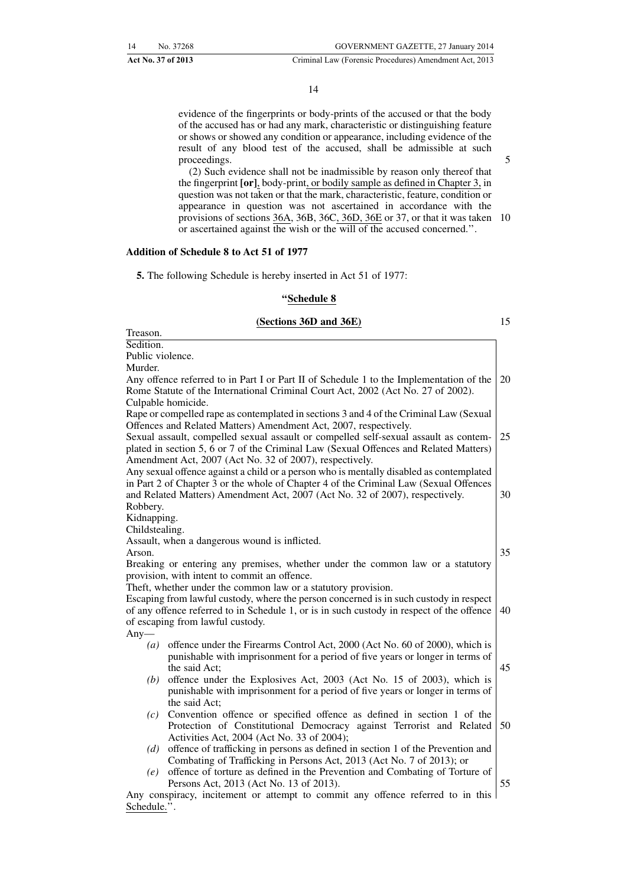evidence of the fingerprints or body-prints of the accused or that the body of the accused has or had any mark, characteristic or distinguishing feature or shows or showed any condition or appearance, including evidence of the result of any blood test of the accused, shall be admissible at such proceedings.

(2) Such evidence shall not be inadmissible by reason only thereof that the fingerprint **[or]**, body-print, or bodily sample as defined in Chapter 3, in question was not taken or that the mark, characteristic, feature, condition or appearance in question was not ascertained in accordance with the provisions of sections 36A, 36B, 36C, 36D, 36E or 37, or that it was taken or ascertained against the wish or the will of the accused concerned.''.

**Addition of Schedule 8 to Act 51 of 1977**

**5.** The following Schedule is hereby inserted in Act 51 of 1977:

**"Schedule 8**

**(Sections 36D and 36E)**

Treason.

Sedition.

Public violence.

Murder.

Any offence referred to in Part I or Part II of Schedule 1 to the Implementation of the Rome Statute of the International Criminal Court Act, 2002 (Act No. 27 of 2002).

Culpable homicide.

Rape or compelled rape as contemplated in sections 3 and 4 of the Criminal Law (Sexual Offences and Related Matters) Amendment Act, 2007, respectively.

Sexual assault, compelled sexual assault or compelled self-sexual assault as contemplated in section 5, 6 or 7 of the Criminal Law (Sexual Offences and Related Matters) Amendment Act, 2007 (Act No. 32 of 2007), respectively.

Any sexual offence against a child or a person who is mentally disabled as contemplated in Part 2 of Chapter 3 or the whole of Chapter 4 of the Criminal Law (Sexual Offences and Related Matters) Amendment Act, 2007 (Act No. 32 of 2007), respectively.

Robbery.

Kidnapping.

Childstealing.

Assault, when a dangerous wound is inflicted.

Arson.

Breaking or entering any premises, whether under the common law or a statutory provision, with intent to commit an offence.

Theft, whether under the common law or a statutory provision.

Escaping from lawful custody, where the person concerned is in such custody in respect of any offence referred to in Schedule 1, or is in such custody in respect of the offence of escaping from lawful custody.

Any—

*(a)* offence under the Firearms Control Act, 2000 (Act No. 60 of 2000), which is punishable with imprisonment for a period of five years or longer in terms of the said Act;

*(b)* offence under the Explosives Act, 2003 (Act No. 15 of 2003), which is punishable with imprisonment for a period of five years or longer in terms of the said Act;

*(c)* Convention offence or specified offence as defined in section 1 of the Protection of Constitutional Democracy against Terrorist and Related Activities Act, 2004 (Act No. 33 of 2004);

*(d)* offence of trafficking in persons as defined in section 1 of the Prevention and Combating of Trafficking in Persons Act, 2013 (Act No. 7 of 2013); or

*(e)* offence of torture as defined in the Prevention and Combating of Torture of Persons Act, 2013 (Act No. 13 of 2013).

Any conspiracy, incitement or attempt to commit any offence referred to in this Schedule.''.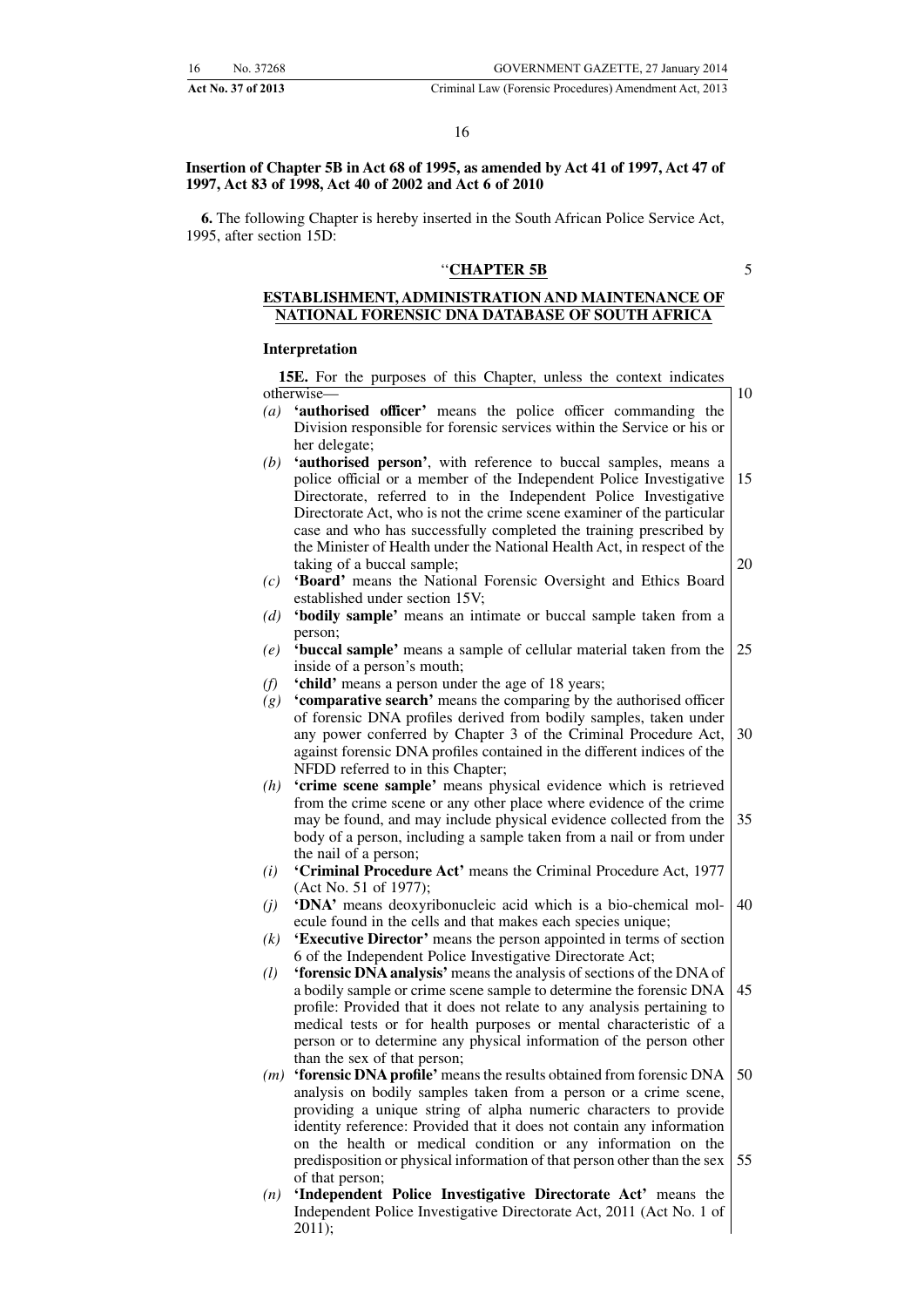**Insertion of Chapter 5B in Act 68 of 1995, as amended by Act 41 of 1997, Act 47 of 1997, Act 83 of 1998, Act 40 of 2002 and Act 6 of 2010**

**6.** The following Chapter is hereby inserted in the South African Police Service Act, 1995, after section 15D:

## ''CHAPTER 5B

## ESTABLISHMENT, ADMINISTRATION AND MAINTENANCE OF NATIONAL FORENSIC DNA DATABASE OF SOUTH AFRICA

### Interpretation

**15E.** For the purposes of this Chapter, unless the context indicates otherwise—

*(a)* **'authorised officer'** means the police officer commanding the Division responsible for forensic services within the Service or his or her delegate;

*(b)* **'authorised person'**, with reference to buccal samples, means a police official or a member of the Independent Police Investigative Directorate, referred to in the Independent Police Investigative Directorate Act, who is not the crime scene examiner of the particular case and who has successfully completed the training prescribed by the Minister of Health under the National Health Act, in respect of the taking of a buccal sample;

*(c)* **'Board'** means the National Forensic Oversight and Ethics Board established under section 15V;

*(d)* **'bodily sample'** means an intimate or buccal sample taken from a person;

*(e)* **'buccal sample'** means a sample of cellular material taken from the inside of a person's mouth;

*(f)* **'child'** means a person under the age of 18 years;

*(g)* **'comparative search'** means the comparing by the authorised officer of forensic DNA profiles derived from bodily samples, taken under any power conferred by Chapter 3 of the Criminal Procedure Act, against forensic DNA profiles contained in the different indices of the NFDD referred to in this Chapter;

*(h)* **'crime scene sample'** means physical evidence which is retrieved from the crime scene or any other place where evidence of the crime may be found, and may include physical evidence collected from the body of a person, including a sample taken from a nail or from under the nail of a person;

*(i)* **'Criminal Procedure Act'** means the Criminal Procedure Act, 1977 (Act No. 51 of 1977);

*(j)* **'DNA'** means deoxyribonucleic acid which is a bio-chemical molecule found in the cells and that makes each species unique;

*(k)* **'Executive Director'** means the person appointed in terms of section 6 of the Independent Police Investigative Directorate Act;

*(l)* **'forensic DNA analysis'** means the analysis of sections of the DNA of a bodily sample or crime scene sample to determine the forensic DNA profile: Provided that it does not relate to any analysis pertaining to medical tests or for health purposes or mental characteristic of a person or to determine any physical information of the person other than the sex of that person;

*(m)* **'forensic DNA profile'** means the results obtained from forensic DNA analysis on bodily samples taken from a person or a crime scene, providing a unique string of alpha numeric characters to provide identity reference: Provided that it does not contain any information on the health or medical condition or any information on the predisposition or physical information of that person other than the sex of that person;

*(n)* **'Independent Police Investigative Directorate Act'** means the Independent Police Investigative Directorate Act, 2011 (Act No. 1 of 2011);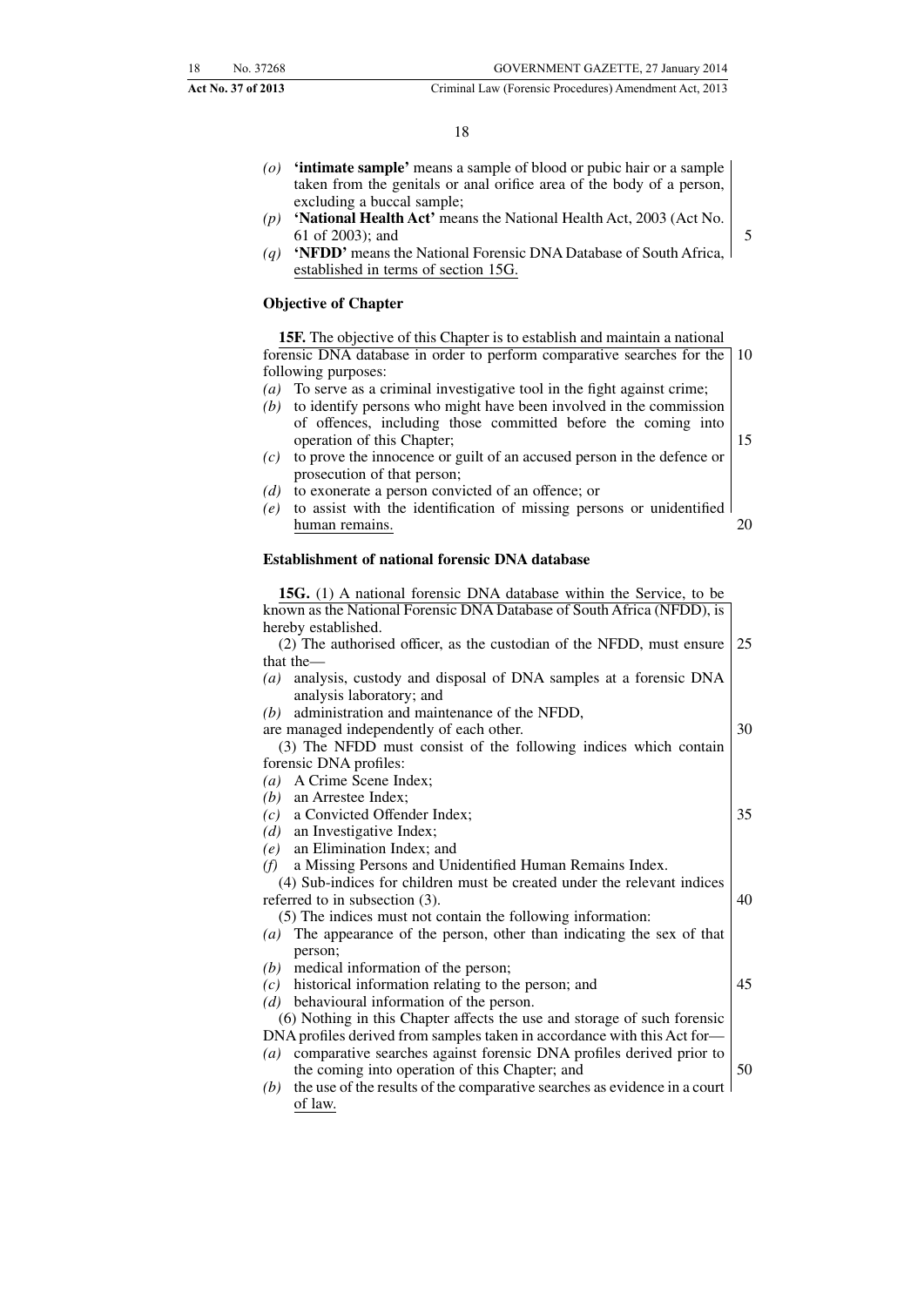*(o)* **'intimate sample'** means a sample of blood or pubic hair or a sample taken from the genitals or anal orifice area of the body of a person, excluding a buccal sample;

*(p)* **'National Health Act'** means the National Health Act, 2003 (Act No. 61 of 2003); and

*(q)* **'NFDD'** means the National Forensic DNA Database of South Africa, established in terms of section 15G.

**Objective of Chapter**

**15F.** The objective of this Chapter is to establish and maintain a national forensic DNA database in order to perform comparative searches for the following purposes:

*(a)* To serve as a criminal investigative tool in the fight against crime;

*(b)* to identify persons who might have been involved in the commission of offences, including those committed before the coming into operation of this Chapter;

*(c)* to prove the innocence or guilt of an accused person in the defence or prosecution of that person;

*(d)* to exonerate a person convicted of an offence; or

*(e)* to assist with the identification of missing persons or unidentified human remains.

**Establishment of national forensic DNA database**

**15G.** (1) A national forensic DNA database within the Service, to be known as the National Forensic DNA Database of South Africa (NFDD), is hereby established.

(2) The authorised officer, as the custodian of the NFDD, must ensure that the—

*(a)* analysis, custody and disposal of DNA samples at a forensic DNA analysis laboratory; and

*(b)* administration and maintenance of the NFDD,

are managed independently of each other.

(3) The NFDD must consist of the following indices which contain forensic DNA profiles:

*(a)* A Crime Scene Index;

*(b)* an Arrestee Index;

*(c)* a Convicted Offender Index;

*(d)* an Investigative Index;

*(e)* an Elimination Index; and

*(f)* a Missing Persons and Unidentified Human Remains Index.

(4) Sub-indices for children must be created under the relevant indices referred to in subsection (3).

(5) The indices must not contain the following information:

*(a)* The appearance of the person, other than indicating the sex of that person;

*(b)* medical information of the person;

*(c)* historical information relating to the person; and

*(d)* behavioural information of the person.

(6) Nothing in this Chapter affects the use and storage of such forensic DNA profiles derived from samples taken in accordance with this Act for—

*(a)* comparative searches against forensic DNA profiles derived prior to the coming into operation of this Chapter; and

*(b)* the use of the results of the comparative searches as evidence in a court of law.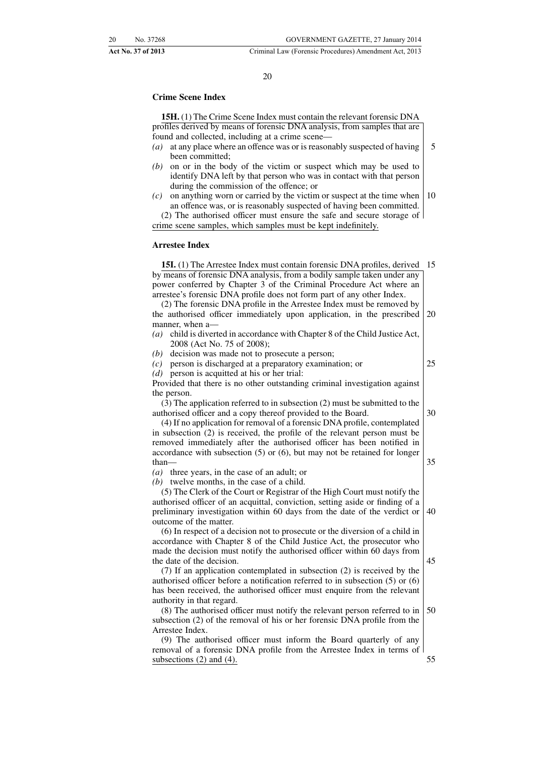### Crime Scene Index

**15H.** (1) The Crime Scene Index must contain the relevant forensic DNA profiles derived by means of forensic DNA analysis, from samples that are found and collected, including at a crime scene—

*(a)* at any place where an offence was or is reasonably suspected of having been committed;

*(b)* on or in the body of the victim or suspect which may be used to identify DNA left by that person who was in contact with that person during the commission of the offence; or

*(c)* on anything worn or carried by the victim or suspect at the time when an offence was, or is reasonably suspected of having been committed.

(2) The authorised officer must ensure the safe and secure storage of crime scene samples, which samples must be kept indefinitely.

### Arrestee Index

**15I.** (1) The Arrestee Index must contain forensic DNA profiles, derived by means of forensic DNA analysis, from a bodily sample taken under any power conferred by Chapter 3 of the Criminal Procedure Act where an arrestee's forensic DNA profile does not form part of any other Index.

(2) The forensic DNA profile in the Arrestee Index must be removed by the authorised officer immediately upon application, in the prescribed manner, when a—

*(a)* child is diverted in accordance with Chapter 8 of the Child Justice Act, 2008 (Act No. 75 of 2008);

*(b)* decision was made not to prosecute a person;

*(c)* person is discharged at a preparatory examination; or

*(d)* person is acquitted at his or her trial:

Provided that there is no other outstanding criminal investigation against the person.

(3) The application referred to in subsection (2) must be submitted to the authorised officer and a copy thereof provided to the Board.

(4) If no application for removal of a forensic DNA profile, contemplated in subsection (2) is received, the profile of the relevant person must be removed immediately after the authorised officer has been notified in accordance with subsection (5) or (6), but may not be retained for longer than—

*(a)* three years, in the case of an adult; or

*(b)* twelve months, in the case of a child.

(5) The Clerk of the Court or Registrar of the High Court must notify the authorised officer of an acquittal, conviction, setting aside or finding of a preliminary investigation within 60 days from the date of the verdict or outcome of the matter.

(6) In respect of a decision not to prosecute or the diversion of a child in accordance with Chapter 8 of the Child Justice Act, the prosecutor who made the decision must notify the authorised officer within 60 days from the date of the decision.

(7) If an application contemplated in subsection (2) is received by the authorised officer before a notification referred to in subsection (5) or (6) has been received, the authorised officer must enquire from the relevant authority in that regard.

(8) The authorised officer must notify the relevant person referred to in subsection (2) of the removal of his or her forensic DNA profile from the Arrestee Index.

(9) The authorised officer must inform the Board quarterly of any removal of a forensic DNA profile from the Arrestee Index in terms of subsections (2) and (4).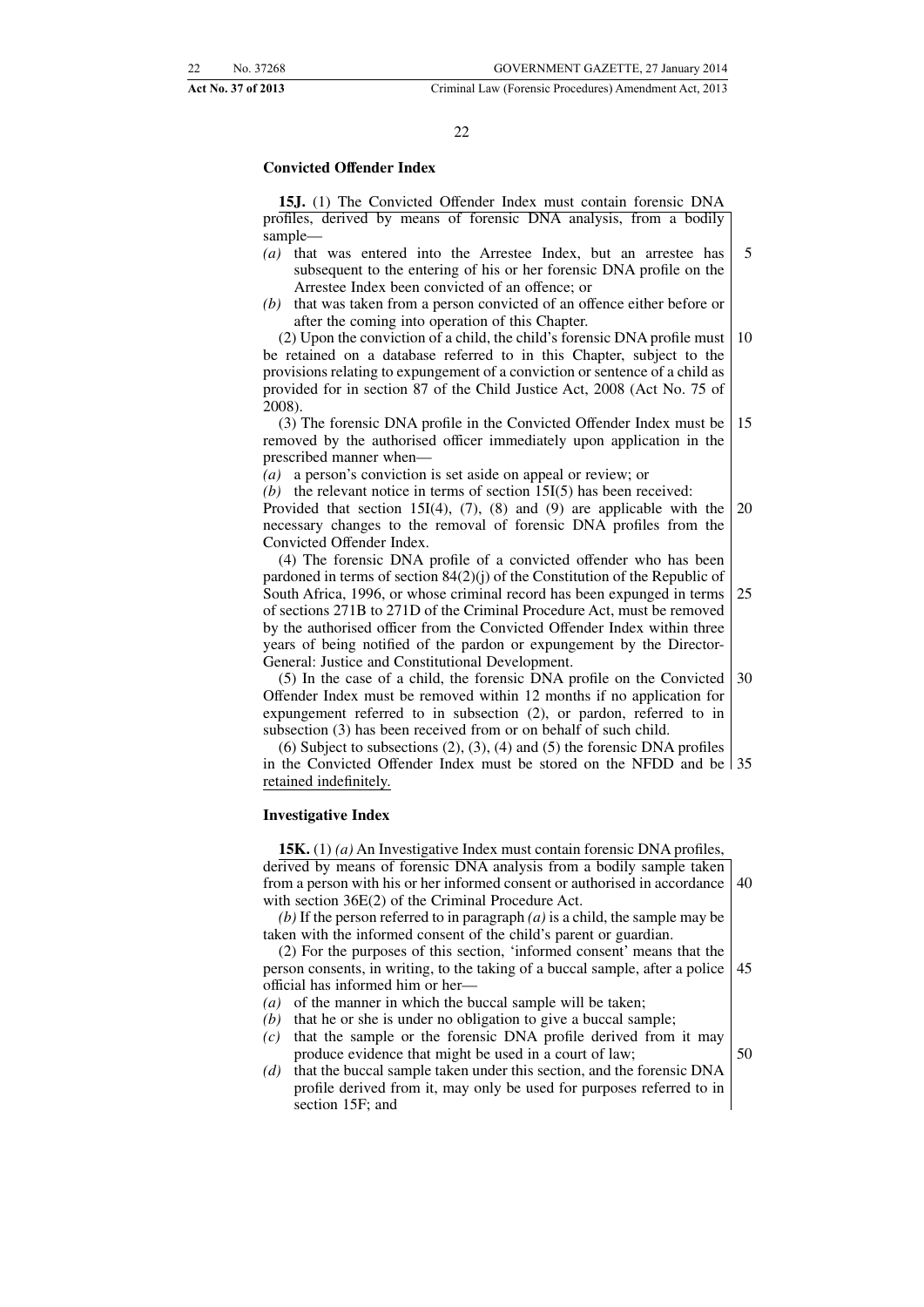**Convicted Offender Index**

**15J.** (1) The Convicted Offender Index must contain forensic DNA profiles, derived by means of forensic DNA analysis, from a bodily sample—

*(a)* that was entered into the Arrestee Index, but an arrestee has subsequent to the entering of his or her forensic DNA profile on the Arrestee Index been convicted of an offence; or

*(b)* that was taken from a person convicted of an offence either before or after the coming into operation of this Chapter.

(2) Upon the conviction of a child, the child's forensic DNA profile must be retained on a database referred to in this Chapter, subject to the provisions relating to expungement of a conviction or sentence of a child as provided for in section 87 of the Child Justice Act, 2008 (Act No. 75 of 2008).

(3) The forensic DNA profile in the Convicted Offender Index must be removed by the authorised officer immediately upon application in the prescribed manner when—

*(a)* a person's conviction is set aside on appeal or review; or

*(b)* the relevant notice in terms of section 15I(5) has been received:

Provided that section 15I(4), (7), (8) and (9) are applicable with the necessary changes to the removal of forensic DNA profiles from the Convicted Offender Index.

(4) The forensic DNA profile of a convicted offender who has been pardoned in terms of section 84(2)(j) of the Constitution of the Republic of South Africa, 1996, or whose criminal record has been expunged in terms of sections 271B to 271D of the Criminal Procedure Act, must be removed by the authorised officer from the Convicted Offender Index within three years of being notified of the pardon or expungement by the Director-General: Justice and Constitutional Development.

(5) In the case of a child, the forensic DNA profile on the Convicted Offender Index must be removed within 12 months if no application for expungement referred to in subsection (2), or pardon, referred to in subsection (3) has been received from or on behalf of such child.

(6) Subject to subsections (2), (3), (4) and (5) the forensic DNA profiles in the Convicted Offender Index must be stored on the NFDD and be retained indefinitely.

**Investigative Index**

**15K.** (1) *(a)* An Investigative Index must contain forensic DNA profiles, derived by means of forensic DNA analysis from a bodily sample taken from a person with his or her informed consent or authorised in accordance with section 36E(2) of the Criminal Procedure Act.

*(b)* If the person referred to in paragraph *(a)* is a child, the sample may be taken with the informed consent of the child's parent or guardian.

(2) For the purposes of this section, 'informed consent' means that the person consents, in writing, to the taking of a buccal sample, after a police official has informed him or her—

*(a)* of the manner in which the buccal sample will be taken;

*(b)* that he or she is under no obligation to give a buccal sample;

*(c)* that the sample or the forensic DNA profile derived from it may produce evidence that might be used in a court of law;

*(d)* that the buccal sample taken under this section, and the forensic DNA profile derived from it, may only be used for purposes referred to in section 15F; and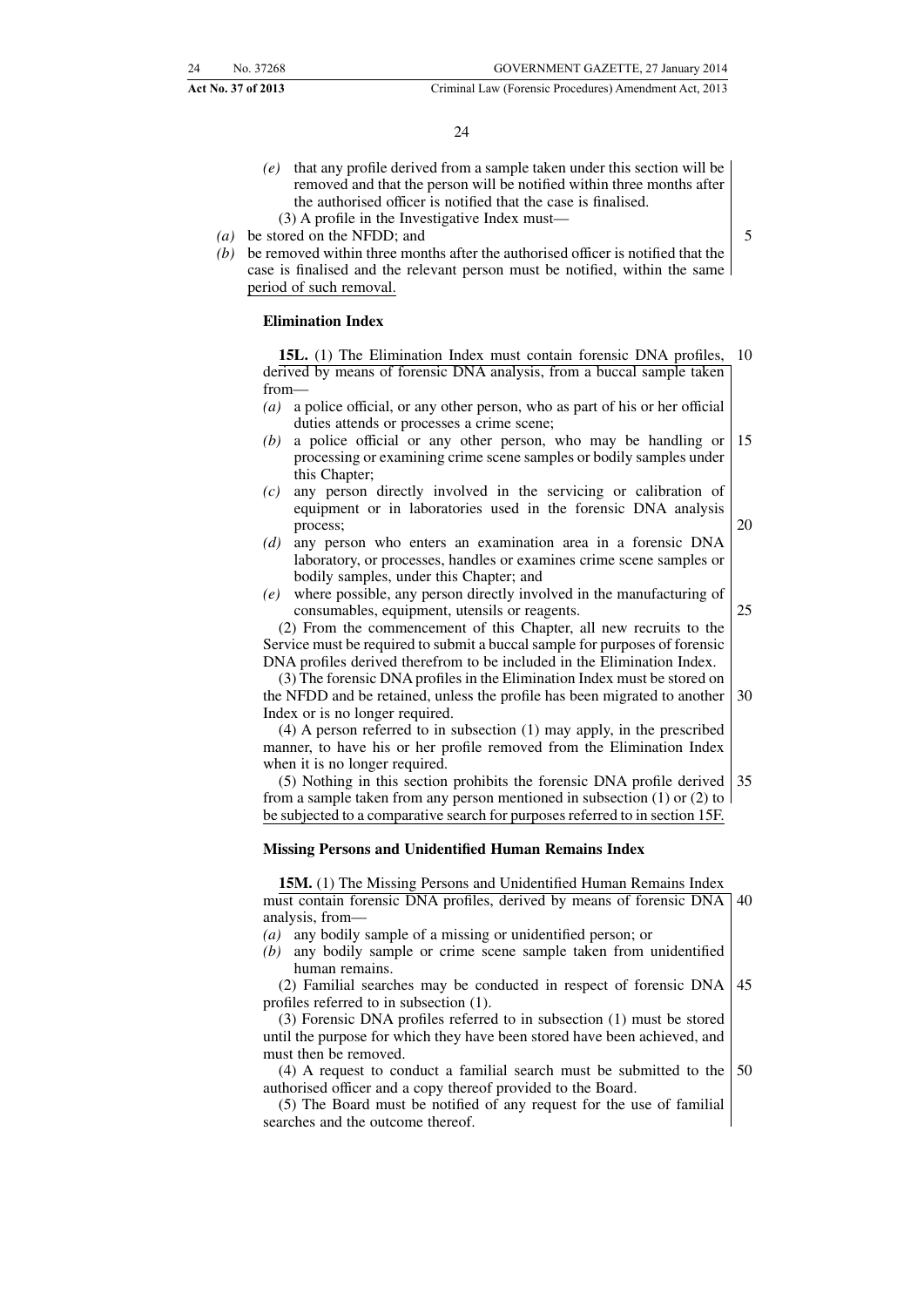*(e)* that any profile derived from a sample taken under this section will be removed and that the person will be notified within three months after the authorised officer is notified that the case is finalised.

(3) A profile in the Investigative Index must—

*(a)* be stored on the NFDD; and

*(b)* be removed within three months after the authorised officer is notified that the case is finalised and the relevant person must be notified, within the same period of such removal.

**Elimination Index**

**15L.** (1) The Elimination Index must contain forensic DNA profiles, derived by means of forensic DNA analysis, from a buccal sample taken from—

*(a)* a police official, or any other person, who as part of his or her official duties attends or processes a crime scene;

*(b)* a police official or any other person, who may be handling or processing or examining crime scene samples or bodily samples under this Chapter;

*(c)* any person directly involved in the servicing or calibration of equipment or in laboratories used in the forensic DNA analysis process;

*(d)* any person who enters an examination area in a forensic DNA laboratory, or processes, handles or examines crime scene samples or bodily samples, under this Chapter; and

*(e)* where possible, any person directly involved in the manufacturing of consumables, equipment, utensils or reagents.

(2) From the commencement of this Chapter, all new recruits to the Service must be required to submit a buccal sample for purposes of forensic DNA profiles derived therefrom to be included in the Elimination Index.

(3) The forensic DNA profiles in the Elimination Index must be stored on the NFDD and be retained, unless the profile has been migrated to another Index or is no longer required.

(4) A person referred to in subsection (1) may apply, in the prescribed manner, to have his or her profile removed from the Elimination Index when it is no longer required.

(5) Nothing in this section prohibits the forensic DNA profile derived from a sample taken from any person mentioned in subsection (1) or (2) to be subjected to a comparative search for purposes referred to in section 15F.

**Missing Persons and Unidentified Human Remains Index**

**15M.** (1) The Missing Persons and Unidentified Human Remains Index must contain forensic DNA profiles, derived by means of forensic DNA analysis, from—

*(a)* any bodily sample of a missing or unidentified person; or

*(b)* any bodily sample or crime scene sample taken from unidentified human remains.

(2) Familial searches may be conducted in respect of forensic DNA profiles referred to in subsection (1).

(3) Forensic DNA profiles referred to in subsection (1) must be stored until the purpose for which they have been stored have been achieved, and must then be removed.

(4) A request to conduct a familial search must be submitted to the authorised officer and a copy thereof provided to the Board.

(5) The Board must be notified of any request for the use of familial searches and the outcome thereof.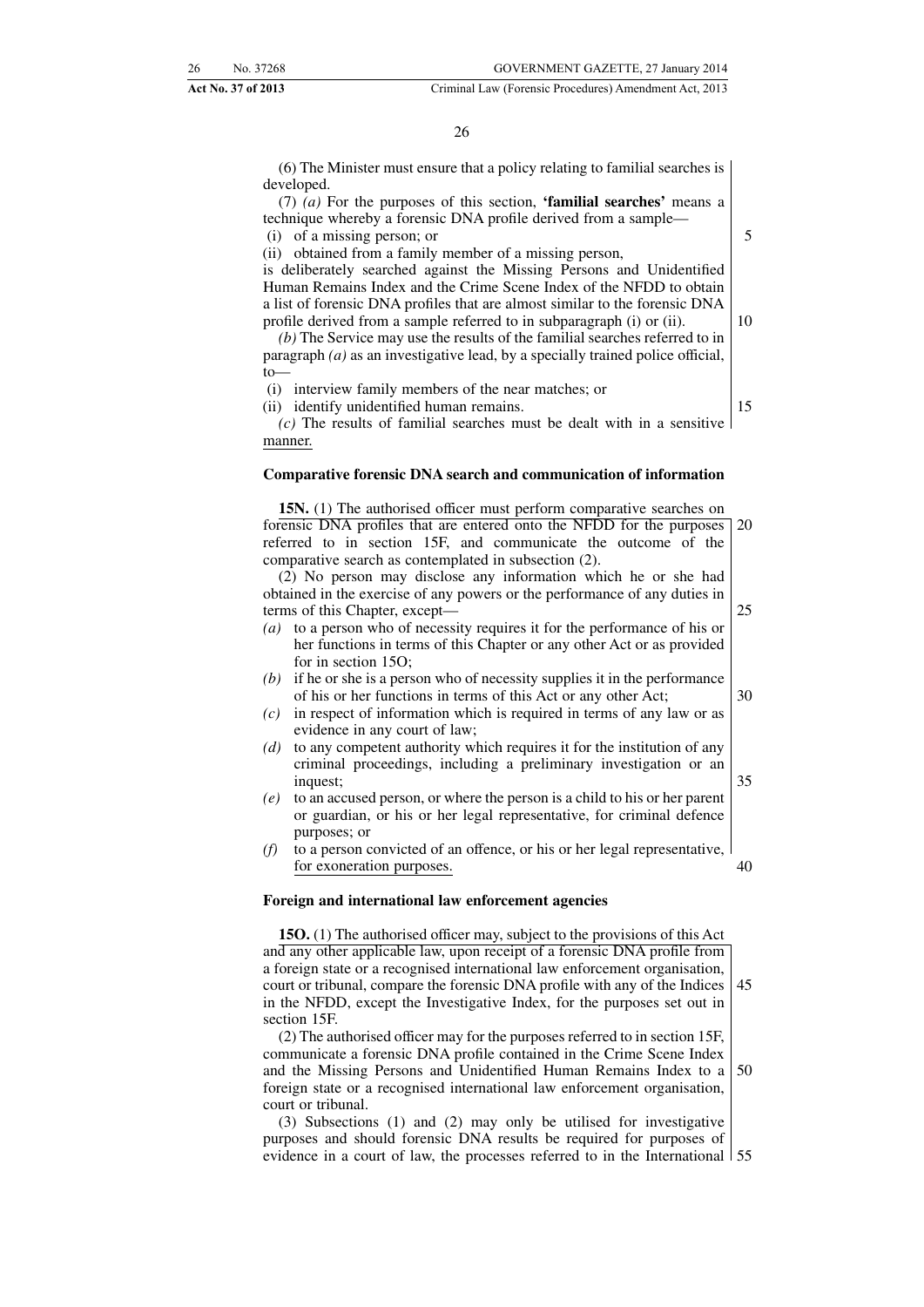(6) The Minister must ensure that a policy relating to familial searches is developed.

(7) *(a)* For the purposes of this section, **'familial searches'** means a technique whereby a forensic DNA profile derived from a sample—

(i) of a missing person; or

(ii) obtained from a family member of a missing person,

is deliberately searched against the Missing Persons and Unidentified Human Remains Index and the Crime Scene Index of the NFDD to obtain a list of forensic DNA profiles that are almost similar to the forensic DNA profile derived from a sample referred to in subparagraph (i) or (ii).

*(b)* The Service may use the results of the familial searches referred to in paragraph *(a)* as an investigative lead, by a specially trained police official, to—

(i) interview family members of the near matches; or

(ii) identify unidentified human remains.

*(c)* The results of familial searches must be dealt with in a sensitive manner.

**Comparative forensic DNA search and communication of information**

**15N.** (1) The authorised officer must perform comparative searches on forensic DNA profiles that are entered onto the NFDD for the purposes referred to in section 15F, and communicate the outcome of the comparative search as contemplated in subsection (2).

(2) No person may disclose any information which he or she had obtained in the exercise of any powers or the performance of any duties in terms of this Chapter, except—

*(a)* to a person who of necessity requires it for the performance of his or her functions in terms of this Chapter or any other Act or as provided for in section 15O;

*(b)* if he or she is a person who of necessity supplies it in the performance of his or her functions in terms of this Act or any other Act;

*(c)* in respect of information which is required in terms of any law or as evidence in any court of law;

*(d)* to any competent authority which requires it for the institution of any criminal proceedings, including a preliminary investigation or an inquest;

*(e)* to an accused person, or where the person is a child to his or her parent or guardian, or his or her legal representative, for criminal defence purposes; or

*(f)* to a person convicted of an offence, or his or her legal representative, for exoneration purposes.

**Foreign and international law enforcement agencies**

**15O.** (1) The authorised officer may, subject to the provisions of this Act and any other applicable law, upon receipt of a forensic DNA profile from a foreign state or a recognised international law enforcement organisation, court or tribunal, compare the forensic DNA profile with any of the Indices in the NFDD, except the Investigative Index, for the purposes set out in section 15F.

(2) The authorised officer may for the purposes referred to in section 15F, communicate a forensic DNA profile contained in the Crime Scene Index and the Missing Persons and Unidentified Human Remains Index to a foreign state or a recognised international law enforcement organisation, court or tribunal.

(3) Subsections (1) and (2) may only be utilised for investigative purposes and should forensic DNA results be required for purposes of evidence in a court of law, the processes referred to in the International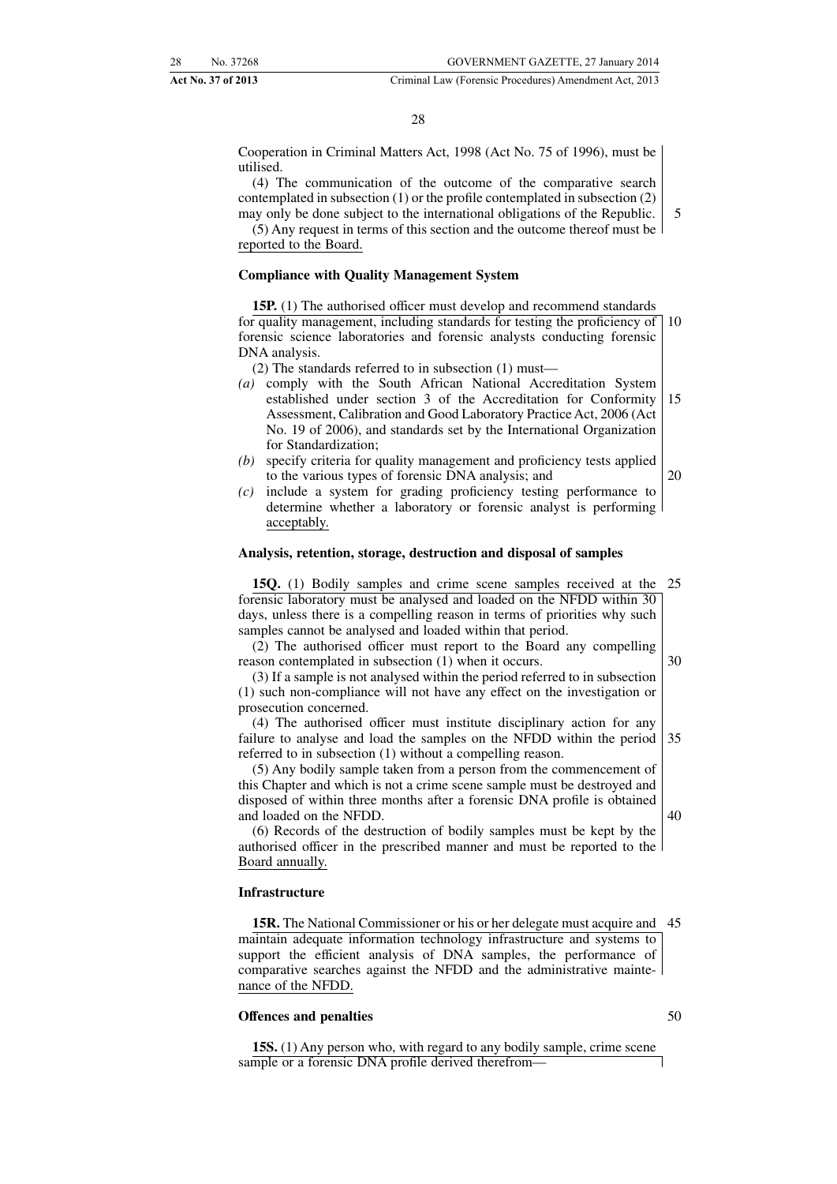Cooperation in Criminal Matters Act, 1998 (Act No. 75 of 1996), must be utilised.

(4) The communication of the outcome of the comparative search contemplated in subsection (1) or the profile contemplated in subsection (2) may only be done subject to the international obligations of the Republic.

(5) Any request in terms of this section and the outcome thereof must be reported to the Board.

**Compliance with Quality Management System**

**15P.** (1) The authorised officer must develop and recommend standards for quality management, including standards for testing the proficiency of forensic science laboratories and forensic analysts conducting forensic DNA analysis.

(2) The standards referred to in subsection (1) must—

*(a)* comply with the South African National Accreditation System established under section 3 of the Accreditation for Conformity Assessment, Calibration and Good Laboratory Practice Act, 2006 (Act No. 19 of 2006), and standards set by the International Organization for Standardization;

*(b)* specify criteria for quality management and proficiency tests applied to the various types of forensic DNA analysis; and

*(c)* include a system for grading proficiency testing performance to determine whether a laboratory or forensic analyst is performing acceptably.

**Analysis, retention, storage, destruction and disposal of samples**

**15Q.** (1) Bodily samples and crime scene samples received at the forensic laboratory must be analysed and loaded on the NFDD within 30 days, unless there is a compelling reason in terms of priorities why such samples cannot be analysed and loaded within that period.

(2) The authorised officer must report to the Board any compelling reason contemplated in subsection (1) when it occurs.

(3) If a sample is not analysed within the period referred to in subsection (1) such non-compliance will not have any effect on the investigation or prosecution concerned.

(4) The authorised officer must institute disciplinary action for any failure to analyse and load the samples on the NFDD within the period referred to in subsection (1) without a compelling reason.

(5) Any bodily sample taken from a person from the commencement of this Chapter and which is not a crime scene sample must be destroyed and disposed of within three months after a forensic DNA profile is obtained and loaded on the NFDD.

(6) Records of the destruction of bodily samples must be kept by the authorised officer in the prescribed manner and must be reported to the Board annually.

**Infrastructure**

**15R.** The National Commissioner or his or her delegate must acquire and maintain adequate information technology infrastructure and systems to support the efficient analysis of DNA samples, the performance of comparative searches against the NFDD and the administrative maintenance of the NFDD.

**Offences and penalties**

**15S.** (1) Any person who, with regard to any bodily sample, crime scene sample or a forensic DNA profile derived therefrom—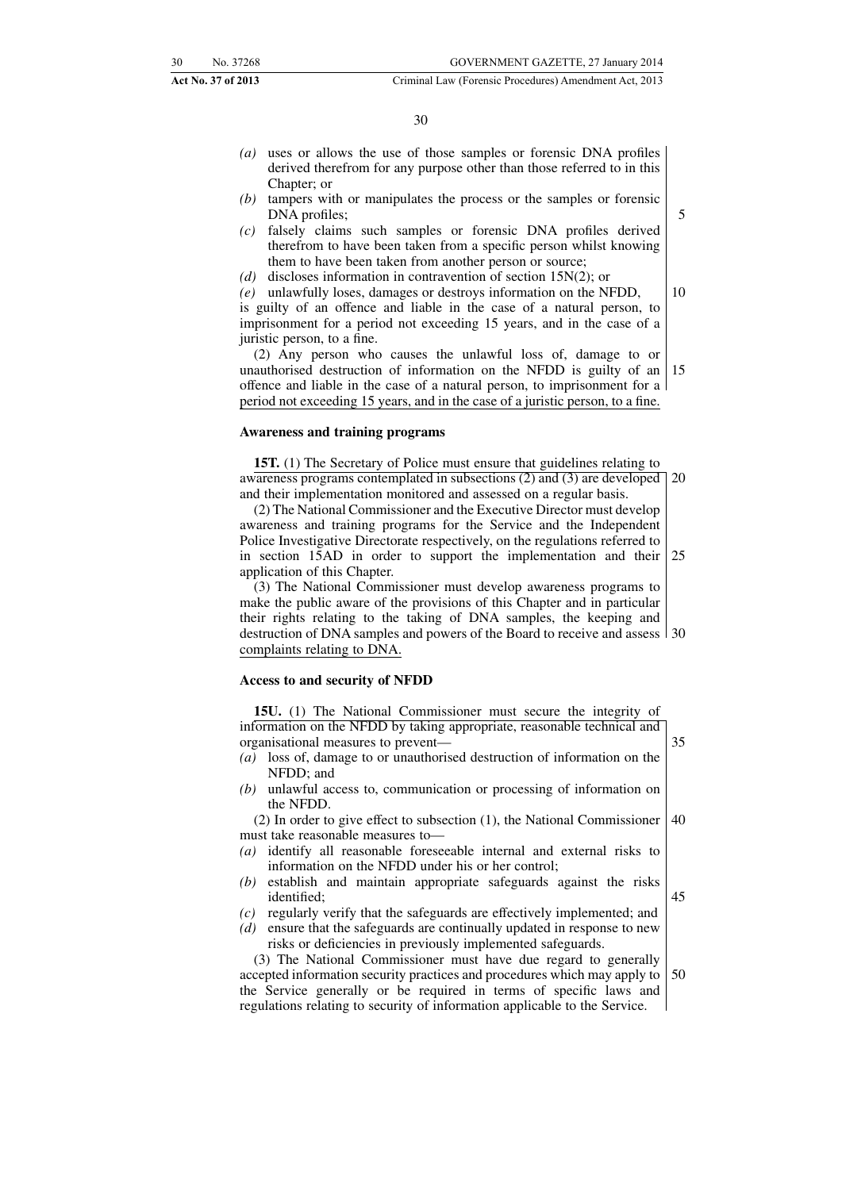*(a)* uses or allows the use of those samples or forensic DNA profiles derived therefrom for any purpose other than those referred to in this Chapter; or

*(b)* tampers with or manipulates the process or the samples or forensic DNA profiles;

*(c)* falsely claims such samples or forensic DNA profiles derived therefrom to have been taken from a specific person whilst knowing them to have been taken from another person or source;

*(d)* discloses information in contravention of section 15N(2); or

*(e)* unlawfully loses, damages or destroys information on the NFDD,

is guilty of an offence and liable in the case of a natural person, to imprisonment for a period not exceeding 15 years, and in the case of a juristic person, to a fine.

(2) Any person who causes the unlawful loss of, damage to or unauthorised destruction of information on the NFDD is guilty of an offence and liable in the case of a natural person, to imprisonment for a period not exceeding 15 years, and in the case of a juristic person, to a fine.

**Awareness and training programs**

**15T.** (1) The Secretary of Police must ensure that guidelines relating to awareness programs contemplated in subsections (2) and (3) are developed and their implementation monitored and assessed on a regular basis.

(2) The National Commissioner and the Executive Director must develop awareness and training programs for the Service and the Independent Police Investigative Directorate respectively, on the regulations referred to in section 15AD in order to support the implementation and their application of this Chapter.

(3) The National Commissioner must develop awareness programs to make the public aware of the provisions of this Chapter and in particular their rights relating to the taking of DNA samples, the keeping and destruction of DNA samples and powers of the Board to receive and assess complaints relating to DNA.

**Access to and security of NFDD**

**15U.** (1) The National Commissioner must secure the integrity of information on the NFDD by taking appropriate, reasonable technical and organisational measures to prevent—

*(a)* loss of, damage to or unauthorised destruction of information on the NFDD; and

*(b)* unlawful access to, communication or processing of information on the NFDD.

(2) In order to give effect to subsection (1), the National Commissioner must take reasonable measures to—

*(a)* identify all reasonable foreseeable internal and external risks to information on the NFDD under his or her control;

*(b)* establish and maintain appropriate safeguards against the risks identified;

*(c)* regularly verify that the safeguards are effectively implemented; and

*(d)* ensure that the safeguards are continually updated in response to new risks or deficiencies in previously implemented safeguards.

(3) The National Commissioner must have due regard to generally accepted information security practices and procedures which may apply to the Service generally or be required in terms of specific laws and regulations relating to security of information applicable to the Service.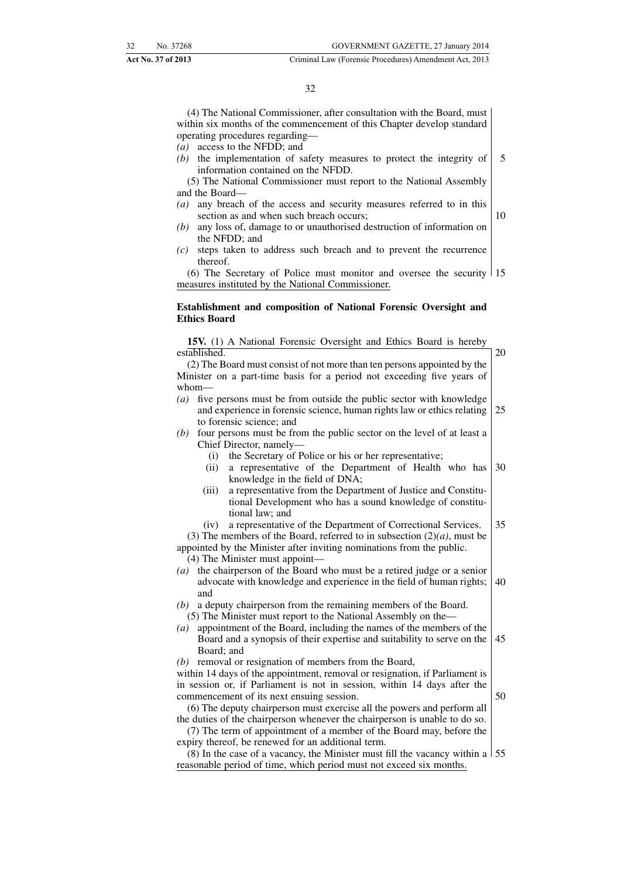(4) The National Commissioner, after consultation with the Board, must within six months of the commencement of this Chapter develop standard operating procedures regarding—

*(a)* access to the NFDD; and

*(b)* the implementation of safety measures to protect the integrity of information contained on the NFDD.

(5) The National Commissioner must report to the National Assembly and the Board—

*(a)* any breach of the access and security measures referred to in this section as and when such breach occurs;

*(b)* any loss of, damage to or unauthorised destruction of information on the NFDD; and

*(c)* steps taken to address such breach and to prevent the recurrence thereof.

(6) The Secretary of Police must monitor and oversee the security measures instituted by the National Commissioner.

**Establishment and composition of National Forensic Oversight and Ethics Board**

**15V.** (1) A National Forensic Oversight and Ethics Board is hereby established.

(2) The Board must consist of not more than ten persons appointed by the Minister on a part-time basis for a period not exceeding five years of whom—

*(a)* five persons must be from outside the public sector with knowledge and experience in forensic science, human rights law or ethics relating to forensic science; and

*(b)* four persons must be from the public sector on the level of at least a Chief Director, namely—

(i) the Secretary of Police or his or her representative;

(ii) a representative of the Department of Health who has knowledge in the field of DNA;

(iii) a representative from the Department of Justice and Constitutional Development who has a sound knowledge of constitutional law; and

(iv) a representative of the Department of Correctional Services.

(3) The members of the Board, referred to in subsection (2)*(a)*, must be appointed by the Minister after inviting nominations from the public.

(4) The Minister must appoint—

*(a)* the chairperson of the Board who must be a retired judge or a senior advocate with knowledge and experience in the field of human rights; and

*(b)* a deputy chairperson from the remaining members of the Board.

(5) The Minister must report to the National Assembly on the—

*(a)* appointment of the Board, including the names of the members of the Board and a synopsis of their expertise and suitability to serve on the Board; and

*(b)* removal or resignation of members from the Board,

within 14 days of the appointment, removal or resignation, if Parliament is in session or, if Parliament is not in session, within 14 days after the commencement of its next ensuing session.

(6) The deputy chairperson must exercise all the powers and perform all the duties of the chairperson whenever the chairperson is unable to do so.

(7) The term of appointment of a member of the Board may, before the expiry thereof, be renewed for an additional term.

(8) In the case of a vacancy, the Minister must fill the vacancy within a reasonable period of time, which period must not exceed six months.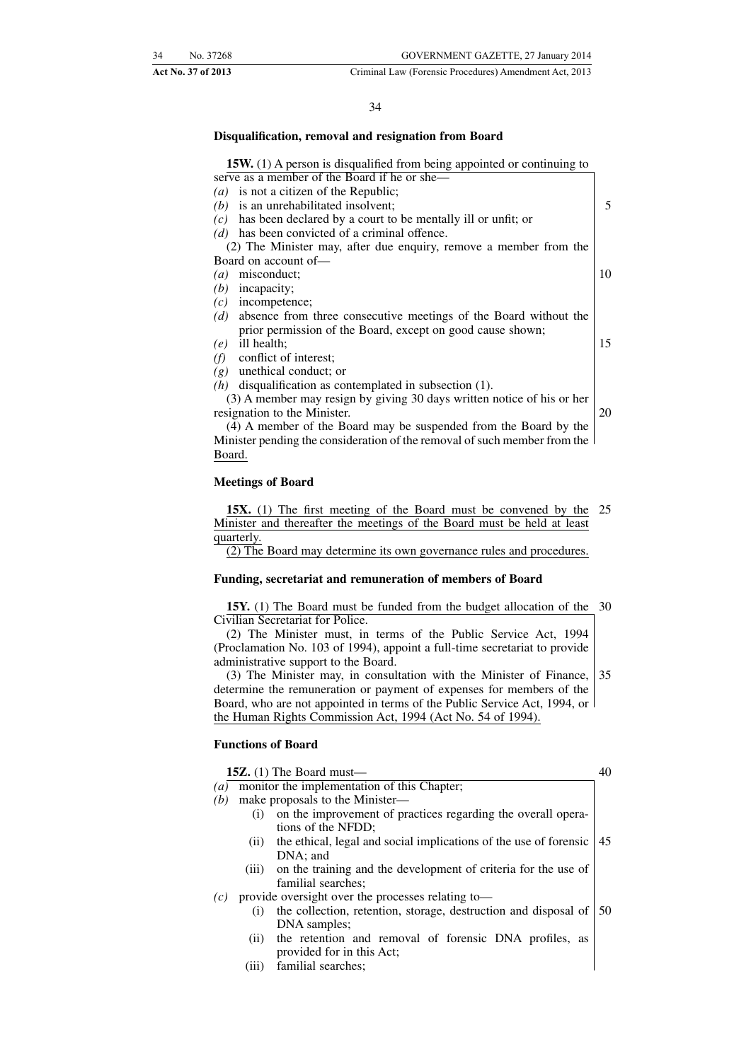**Disqualification, removal and resignation from Board**

**15W.** (1) A person is disqualified from being appointed or continuing to serve as a member of the Board if he or she—

*(a)* is not a citizen of the Republic;
*(b)* is an unrehabilitated insolvent;
*(c)* has been declared by a court to be mentally ill or unfit; or
*(d)* has been convicted of a criminal offence.

(2) The Minister may, after due enquiry, remove a member from the Board on account of—

*(a)* misconduct;
*(b)* incapacity;
*(c)* incompetence;
*(d)* absence from three consecutive meetings of the Board without the prior permission of the Board, except on good cause shown;
*(e)* ill health;
*(f)* conflict of interest;
*(g)* unethical conduct; or
*(h)* disqualification as contemplated in subsection (1).

(3) A member may resign by giving 30 days written notice of his or her resignation to the Minister.

(4) A member of the Board may be suspended from the Board by the Minister pending the consideration of the removal of such member from the Board.

**Meetings of Board**

**15X.** (1) The first meeting of the Board must be convened by the Minister and thereafter the meetings of the Board must be held at least quarterly.

(2) The Board may determine its own governance rules and procedures.

**Funding, secretariat and remuneration of members of Board**

**15Y.** (1) The Board must be funded from the budget allocation of the Civilian Secretariat for Police.

(2) The Minister must, in terms of the Public Service Act, 1994 (Proclamation No. 103 of 1994), appoint a full-time secretariat to provide administrative support to the Board.

(3) The Minister may, in consultation with the Minister of Finance, determine the remuneration or payment of expenses for members of the Board, who are not appointed in terms of the Public Service Act, 1994, or the Human Rights Commission Act, 1994 (Act No. 54 of 1994).

**Functions of Board**

**15Z.** (1) The Board must—

*(a)* monitor the implementation of this Chapter;
*(b)* make proposals to the Minister—
  (i) on the improvement of practices regarding the overall operations of the NFDD;
  (ii) the ethical, legal and social implications of the use of forensic DNA; and
  (iii) on the training and the development of criteria for the use of familial searches;
*(c)* provide oversight over the processes relating to—
  (i) the collection, retention, storage, destruction and disposal of DNA samples;
  (ii) the retention and removal of forensic DNA profiles, as provided for in this Act;
  (iii) familial searches;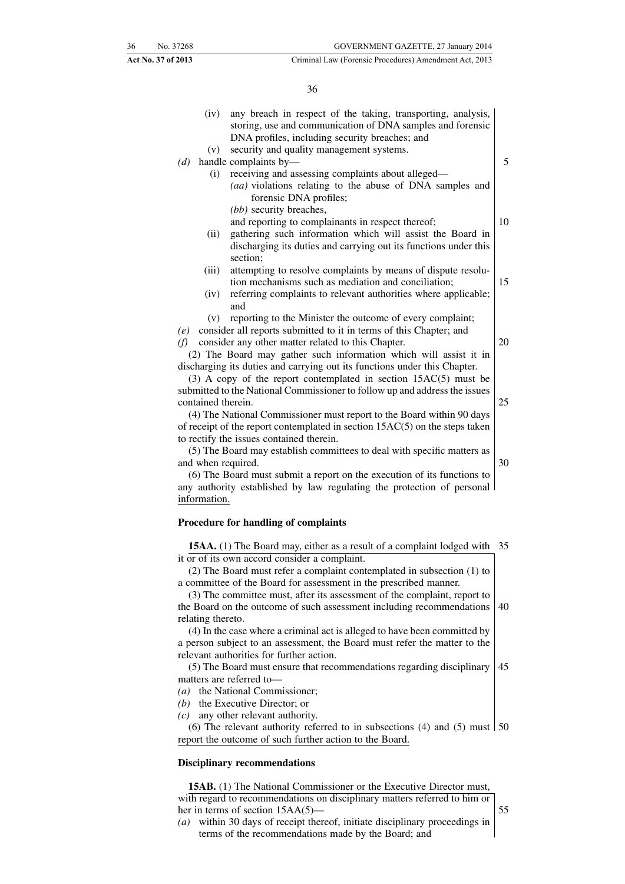(iv) any breach in respect of the taking, transporting, analysis, storing, use and communication of DNA samples and forensic DNA profiles, including security breaches; and

(v) security and quality management systems.

*(d)* handle complaints by—

(i) receiving and assessing complaints about alleged—

*(aa)* violations relating to the abuse of DNA samples and forensic DNA profiles;

*(bb)* security breaches,

and reporting to complainants in respect thereof;

(ii) gathering such information which will assist the Board in discharging its duties and carrying out its functions under this section;

(iii) attempting to resolve complaints by means of dispute resolution mechanisms such as mediation and conciliation;

(iv) referring complaints to relevant authorities where applicable; and

(v) reporting to the Minister the outcome of every complaint;

*(e)* consider all reports submitted to it in terms of this Chapter; and

*(f)* consider any other matter related to this Chapter.

(2) The Board may gather such information which will assist it in discharging its duties and carrying out its functions under this Chapter.

(3) A copy of the report contemplated in section 15AC(5) must be submitted to the National Commissioner to follow up and address the issues contained therein.

(4) The National Commissioner must report to the Board within 90 days of receipt of the report contemplated in section 15AC(5) on the steps taken to rectify the issues contained therein.

(5) The Board may establish committees to deal with specific matters as and when required.

(6) The Board must submit a report on the execution of its functions to any authority established by law regulating the protection of personal information.

**Procedure for handling of complaints**

**15AA.** (1) The Board may, either as a result of a complaint lodged with it or of its own accord consider a complaint.

(2) The Board must refer a complaint contemplated in subsection (1) to a committee of the Board for assessment in the prescribed manner.

(3) The committee must, after its assessment of the complaint, report to the Board on the outcome of such assessment including recommendations relating thereto.

(4) In the case where a criminal act is alleged to have been committed by a person subject to an assessment, the Board must refer the matter to the relevant authorities for further action.

(5) The Board must ensure that recommendations regarding disciplinary matters are referred to—

*(a)* the National Commissioner;

*(b)* the Executive Director; or

*(c)* any other relevant authority.

(6) The relevant authority referred to in subsections (4) and (5) must report the outcome of such further action to the Board.

**Disciplinary recommendations**

**15AB.** (1) The National Commissioner or the Executive Director must, with regard to recommendations on disciplinary matters referred to him or her in terms of section 15AA(5)—

*(a)* within 30 days of receipt thereof, initiate disciplinary proceedings in terms of the recommendations made by the Board; and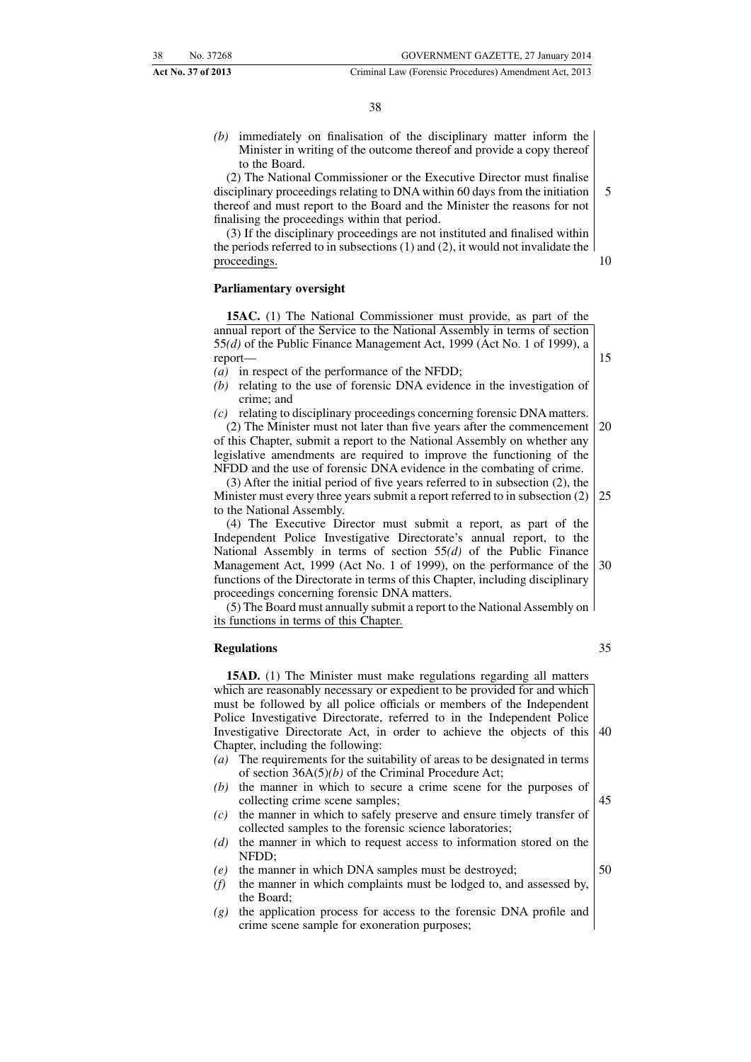*(b)* immediately on finalisation of the disciplinary matter inform the Minister in writing of the outcome thereof and provide a copy thereof to the Board.

(2) The National Commissioner or the Executive Director must finalise disciplinary proceedings relating to DNA within 60 days from the initiation thereof and must report to the Board and the Minister the reasons for not finalising the proceedings within that period.

(3) If the disciplinary proceedings are not instituted and finalised within the periods referred to in subsections (1) and (2), it would not invalidate the proceedings.

**Parliamentary oversight**

**15AC.** (1) The National Commissioner must provide, as part of the annual report of the Service to the National Assembly in terms of section 55*(d)* of the Public Finance Management Act, 1999 (Act No. 1 of 1999), a report—

*(a)* in respect of the performance of the NFDD;

*(b)* relating to the use of forensic DNA evidence in the investigation of crime; and

*(c)* relating to disciplinary proceedings concerning forensic DNA matters.

(2) The Minister must not later than five years after the commencement of this Chapter, submit a report to the National Assembly on whether any legislative amendments are required to improve the functioning of the NFDD and the use of forensic DNA evidence in the combating of crime.

(3) After the initial period of five years referred to in subsection (2), the Minister must every three years submit a report referred to in subsection (2) to the National Assembly.

(4) The Executive Director must submit a report, as part of the Independent Police Investigative Directorate's annual report, to the National Assembly in terms of section 55*(d)* of the Public Finance Management Act, 1999 (Act No. 1 of 1999), on the performance of the functions of the Directorate in terms of this Chapter, including disciplinary proceedings concerning forensic DNA matters.

(5) The Board must annually submit a report to the National Assembly on its functions in terms of this Chapter.

**Regulations**

**15AD.** (1) The Minister must make regulations regarding all matters which are reasonably necessary or expedient to be provided for and which must be followed by all police officials or members of the Independent Police Investigative Directorate, referred to in the Independent Police Investigative Directorate Act, in order to achieve the objects of this Chapter, including the following:

*(a)* The requirements for the suitability of areas to be designated in terms of section 36A(5)*(b)* of the Criminal Procedure Act;

*(b)* the manner in which to secure a crime scene for the purposes of collecting crime scene samples;

*(c)* the manner in which to safely preserve and ensure timely transfer of collected samples to the forensic science laboratories;

*(d)* the manner in which to request access to information stored on the NFDD;

*(e)* the manner in which DNA samples must be destroyed;

*(f)* the manner in which complaints must be lodged to, and assessed by, the Board;

*(g)* the application process for access to the forensic DNA profile and crime scene sample for exoneration purposes;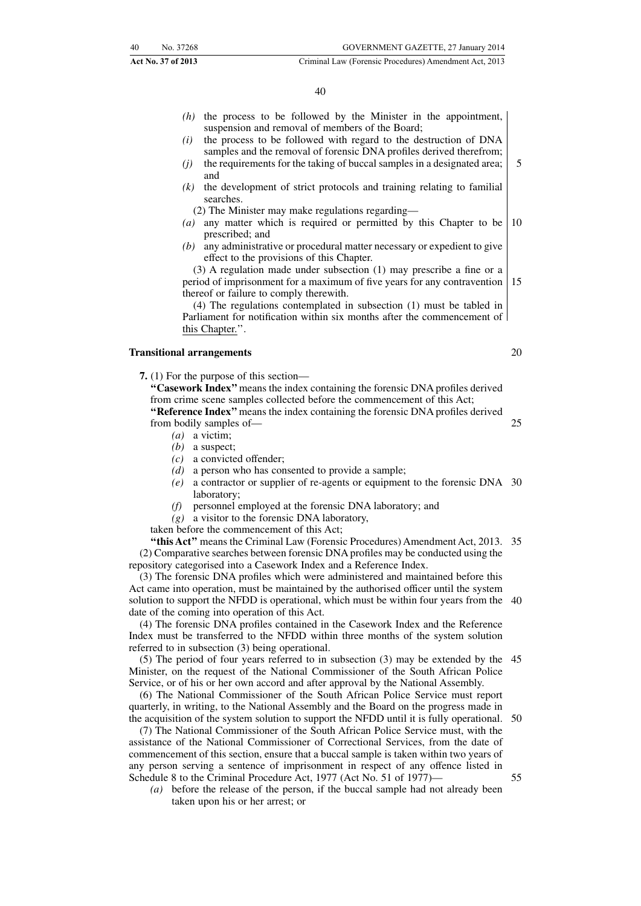*(h)* the process to be followed by the Minister in the appointment, suspension and removal of members of the Board;

*(i)* the process to be followed with regard to the destruction of DNA samples and the removal of forensic DNA profiles derived therefrom;

*(j)* the requirements for the taking of buccal samples in a designated area; and

*(k)* the development of strict protocols and training relating to familial searches.

(2) The Minister may make regulations regarding—

*(a)* any matter which is required or permitted by this Chapter to be prescribed; and

*(b)* any administrative or procedural matter necessary or expedient to give effect to the provisions of this Chapter.

(3) A regulation made under subsection (1) may prescribe a fine or a period of imprisonment for a maximum of five years for any contravention thereof or failure to comply therewith.

(4) The regulations contemplated in subsection (1) must be tabled in Parliament for notification within six months after the commencement of this Chapter.''.

**Transitional arrangements**

**7.** (1) For the purpose of this section—

**''Casework Index''** means the index containing the forensic DNA profiles derived from crime scene samples collected before the commencement of this Act;

**''Reference Index''** means the index containing the forensic DNA profiles derived from bodily samples of—

*(a)* a victim;

*(b)* a suspect;

*(c)* a convicted offender;

*(d)* a person who has consented to provide a sample;

*(e)* a contractor or supplier of re-agents or equipment to the forensic DNA laboratory;

*(f)* personnel employed at the forensic DNA laboratory; and

*(g)* a visitor to the forensic DNA laboratory,

taken before the commencement of this Act;

**''this Act''** means the Criminal Law (Forensic Procedures) Amendment Act, 2013.

(2) Comparative searches between forensic DNA profiles may be conducted using the repository categorised into a Casework Index and a Reference Index.

(3) The forensic DNA profiles which were administered and maintained before this Act came into operation, must be maintained by the authorised officer until the system solution to support the NFDD is operational, which must be within four years from the date of the coming into operation of this Act.

(4) The forensic DNA profiles contained in the Casework Index and the Reference Index must be transferred to the NFDD within three months of the system solution referred to in subsection (3) being operational.

(5) The period of four years referred to in subsection (3) may be extended by the Minister, on the request of the National Commissioner of the South African Police Service, or of his or her own accord and after approval by the National Assembly.

(6) The National Commissioner of the South African Police Service must report quarterly, in writing, to the National Assembly and the Board on the progress made in the acquisition of the system solution to support the NFDD until it is fully operational.

(7) The National Commissioner of the South African Police Service must, with the assistance of the National Commissioner of Correctional Services, from the date of commencement of this section, ensure that a buccal sample is taken within two years of any person serving a sentence of imprisonment in respect of any offence listed in Schedule 8 to the Criminal Procedure Act, 1977 (Act No. 51 of 1977)—

*(a)* before the release of the person, if the buccal sample had not already been taken upon his or her arrest; or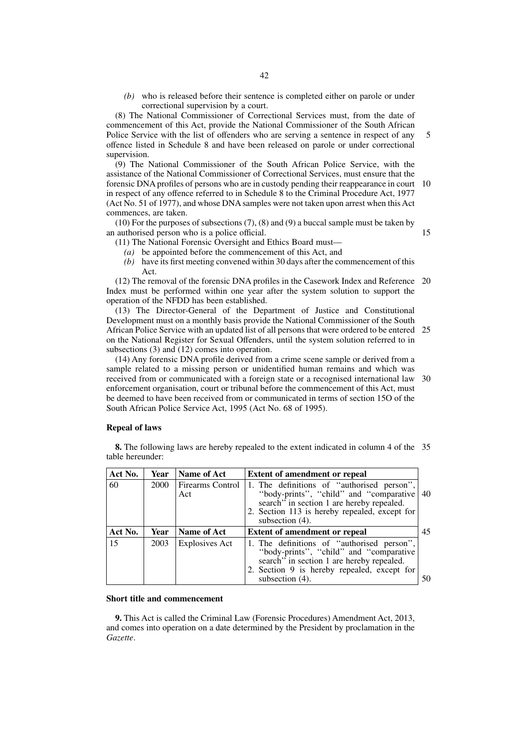*(b)* who is released before their sentence is completed either on parole or under correctional supervision by a court.

(8) The National Commissioner of Correctional Services must, from the date of commencement of this Act, provide the National Commissioner of the South African Police Service with the list of offenders who are serving a sentence in respect of any offence listed in Schedule 8 and have been released on parole or under correctional supervision.

(9) The National Commissioner of the South African Police Service, with the assistance of the National Commissioner of Correctional Services, must ensure that the forensic DNA profiles of persons who are in custody pending their reappearance in court in respect of any offence referred to in Schedule 8 to the Criminal Procedure Act, 1977 (Act No. 51 of 1977), and whose DNA samples were not taken upon arrest when this Act commences, are taken.

(10) For the purposes of subsections (7), (8) and (9) a buccal sample must be taken by an authorised person who is a police official.

(11) The National Forensic Oversight and Ethics Board must—

*(a)* be appointed before the commencement of this Act, and

*(b)* have its first meeting convened within 30 days after the commencement of this Act.

(12) The removal of the forensic DNA profiles in the Casework Index and Reference Index must be performed within one year after the system solution to support the operation of the NFDD has been established.

(13) The Director-General of the Department of Justice and Constitutional Development must on a monthly basis provide the National Commissioner of the South African Police Service with an updated list of all persons that were ordered to be entered on the National Register for Sexual Offenders, until the system solution referred to in subsections (3) and (12) comes into operation.

(14) Any forensic DNA profile derived from a crime scene sample or derived from a sample related to a missing person or unidentified human remains and which was received from or communicated with a foreign state or a recognised international law enforcement organisation, court or tribunal before the commencement of this Act, must be deemed to have been received from or communicated in terms of section 15O of the South African Police Service Act, 1995 (Act No. 68 of 1995).

**Repeal of laws**

**8.** The following laws are hereby repealed to the extent indicated in column 4 of the table hereunder:

| Act No. | Year | Name of Act | Extent of amendment or repeal |
|---|---|---|---|
| 60 | 2000 | Firearms Control Act | 1. The definitions of "authorised person", "body-prints", "child" and "comparative search" in section 1 are hereby repealed.<br>2. Section 113 is hereby repealed, except for subsection (4). |
| **Act No.** | **Year** | **Name of Act** | **Extent of amendment or repeal** |
| 15 | 2003 | Explosives Act | 1. The definitions of "authorised person", "body-prints", "child" and "comparative search" in section 1 are hereby repealed.<br>2. Section 9 is hereby repealed, except for subsection (4). |

**Short title and commencement**

**9.** This Act is called the Criminal Law (Forensic Procedures) Amendment Act, 2013, and comes into operation on a date determined by the President by proclamation in the *Gazette*.